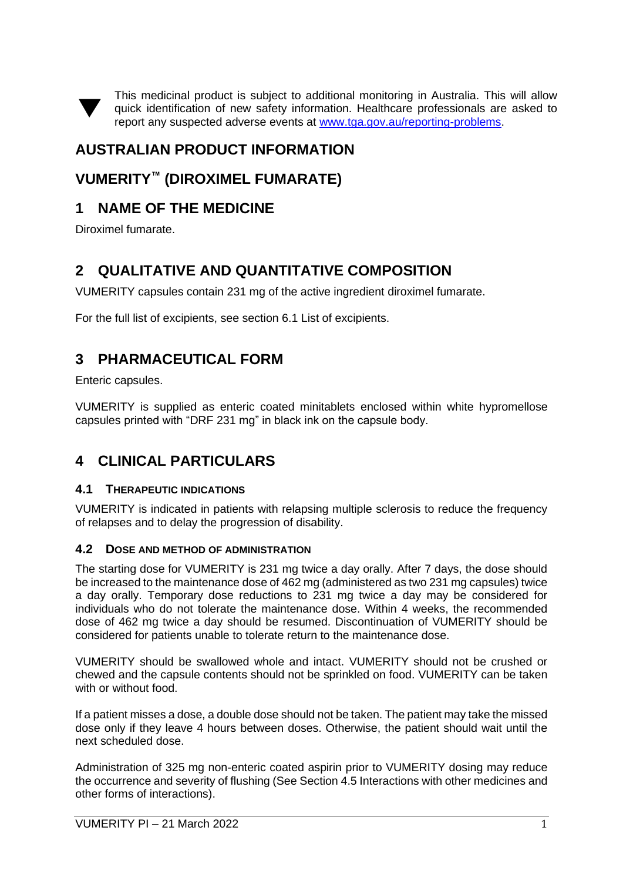▼ This medicinal product is subject to additional monitoring in Australia. This will allow quick identification of new safety information. Healthcare professionals are asked to report any suspected adverse events at [www.tga.gov.au/reporting-problems](http://www.tga.gov.au/reporting-problems).

# AUSTRALIAN PRODUCT INFORMATION

# VUMERITY™ (DIROXIMEL FUMARATE)

## 1 NAME OF THE MEDICINE

Diroximel fumarate.

## 2 QUALITATIVE AND QUANTITATIVE COMPOSITION

VUMERITY capsules contain 231 mg of the active ingredient diroximel fumarate.

For the full list of excipients, see section 6.1 List of excipients.

## 3 PHARMACEUTICAL FORM

Enteric capsules.

VUMERITY is supplied as enteric coated minitablets enclosed within white hypromellose capsules printed with "DRF 231 mg" in black ink on the capsule body.

## 4 CLINICAL PARTICULARS

### 4.1 THERAPEUTIC INDICATIONS

VUMERITY is indicated in patients with relapsing multiple sclerosis to reduce the frequency of relapses and to delay the progression of disability.

### 4.2 DOSE AND METHOD OF ADMINISTRATION

The starting dose for VUMERITY is 231 mg twice a day orally. After 7 days, the dose should be increased to the maintenance dose of 462 mg (administered as two 231 mg capsules) twice a day orally. Temporary dose reductions to 231 mg twice a day may be considered for individuals who do not tolerate the maintenance dose. Within 4 weeks, the recommended dose of 462 mg twice a day should be resumed. Discontinuation of VUMERITY should be considered for patients unable to tolerate return to the maintenance dose.

VUMERITY should be swallowed whole and intact. VUMERITY should not be crushed or chewed and the capsule contents should not be sprinkled on food. VUMERITY can be taken with or without food.

If a patient misses a dose, a double dose should not be taken. The patient may take the missed dose only if they leave 4 hours between doses. Otherwise, the patient should wait until the next scheduled dose.

Administration of 325 mg non-enteric coated aspirin prior to VUMERITY dosing may reduce the occurrence and severity of flushing (See Section 4.5 Interactions with other medicines and other forms of interactions).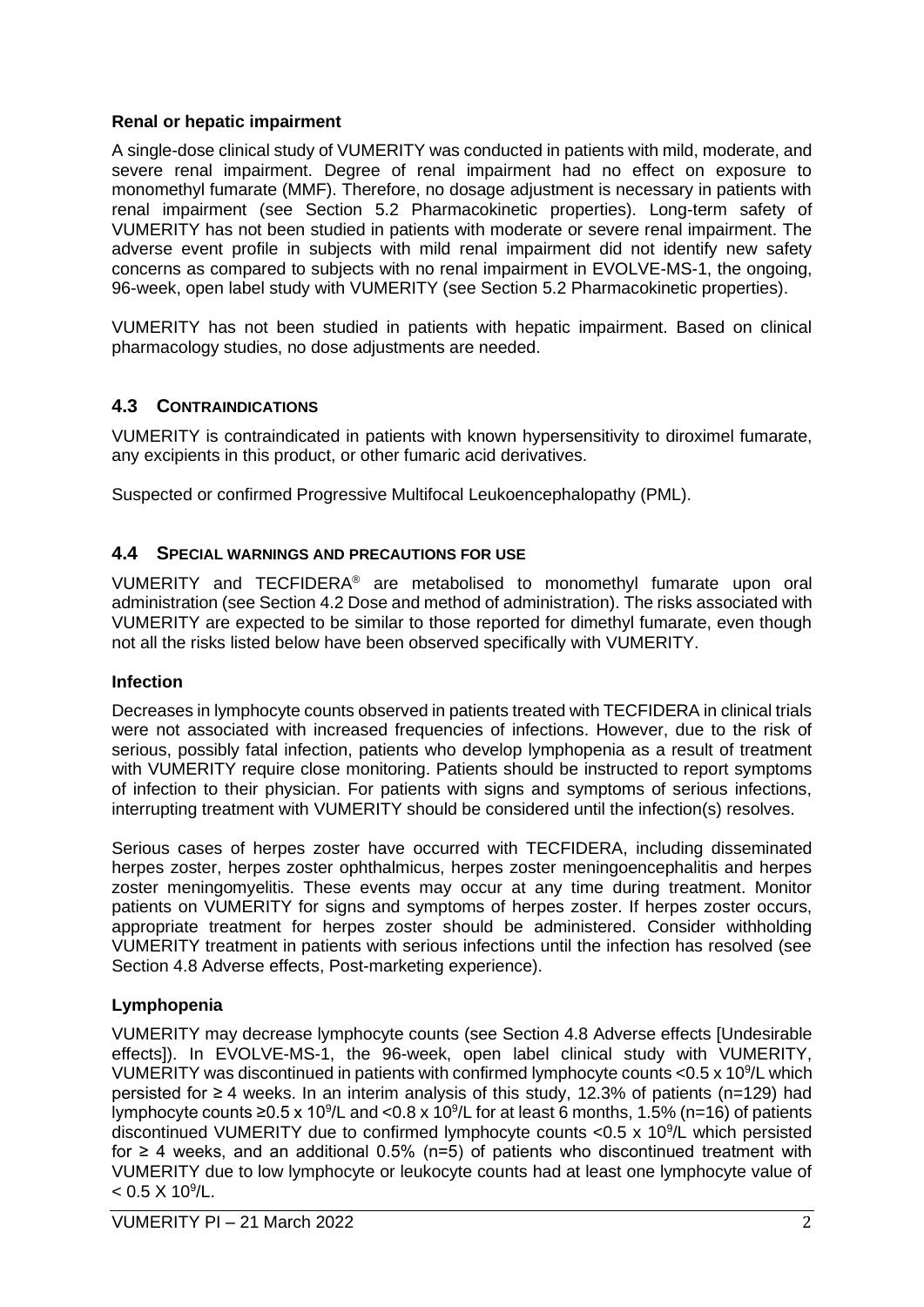### Renal or hepatic impairment

A single-dose clinical study of VUMERITY was conducted in patients with mild, moderate, and severe renal impairment. Degree of renal impairment had no effect on exposure to monomethyl fumarate (MMF). Therefore, no dosage adjustment is necessary in patients with renal impairment (see Section 5.2 Pharmacokinetic properties). Long-term safety of VUMERITY has not been studied in patients with moderate or severe renal impairment. The adverse event profile in subjects with mild renal impairment did not identify new safety concerns as compared to subjects with no renal impairment in EVOLVE-MS-1, the ongoing, 96-week, open label study with VUMERITY (see Section 5.2 Pharmacokinetic properties).

VUMERITY has not been studied in patients with hepatic impairment. Based on clinical pharmacology studies, no dose adjustments are needed.

## 4.3 CONTRAINDICATIONS

VUMERITY is contraindicated in patients with known hypersensitivity to diroximel fumarate, any excipients in this product, or other fumaric acid derivatives.

Suspected or confirmed Progressive Multifocal Leukoencephalopathy (PML).

## 4.4 SPECIAL WARNINGS AND PRECAUTIONS FOR USE

VUMERITY and TECFIDERA® are metabolised to monomethyl fumarate upon oral administration (see Section 4.2 Dose and method of administration). The risks associated with VUMERITY are expected to be similar to those reported for dimethyl fumarate, even though not all the risks listed below have been observed specifically with VUMERITY.

### Infection

Decreases in lymphocyte counts observed in patients treated with TECFIDERA in clinical trials were not associated with increased frequencies of infections. However, due to the risk of serious, possibly fatal infection, patients who develop lymphopenia as a result of treatment with VUMERITY require close monitoring. Patients should be instructed to report symptoms of infection to their physician. For patients with signs and symptoms of serious infections, interrupting treatment with VUMERITY should be considered until the infection(s) resolves.

Serious cases of herpes zoster have occurred with TECFIDERA, including disseminated herpes zoster, herpes zoster ophthalmicus, herpes zoster meningoencephalitis and herpes zoster meningomyelitis. These events may occur at any time during treatment. Monitor patients on VUMERITY for signs and symptoms of herpes zoster. If herpes zoster occurs, appropriate treatment for herpes zoster should be administered. Consider withholding VUMERITY treatment in patients with serious infections until the infection has resolved (see Section 4.8 Adverse effects, Post-marketing experience).

### Lymphopenia

VUMERITY may decrease lymphocyte counts (see Section 4.8 Adverse effects [Undesirable effects]). In EVOLVE-MS-1, the 96-week, open label clinical study with VUMERITY, VUMERITY was discontinued in patients with confirmed lymphocyte counts $<0.5 \times 10^9$/L which persisted for ≥ 4 weeks. In an interim analysis of this study, 12.3% of patients (n=129) had lymphocyte counts $\geq 0.5 \times 10^9$/L and $<0.8 \times 10^9$/L for at least 6 months, 1.5% (n=16) of patients discontinued VUMERITY due to confirmed lymphocyte counts $<0.5 \times 10^9$/L which persisted for ≥ 4 weeks, and an additional 0.5% (n=5) of patients who discontinued treatment with VUMERITY due to low lymphocyte or leukocyte counts had at least one lymphocyte value of $< 0.5 \text{ X } 10^9$/L.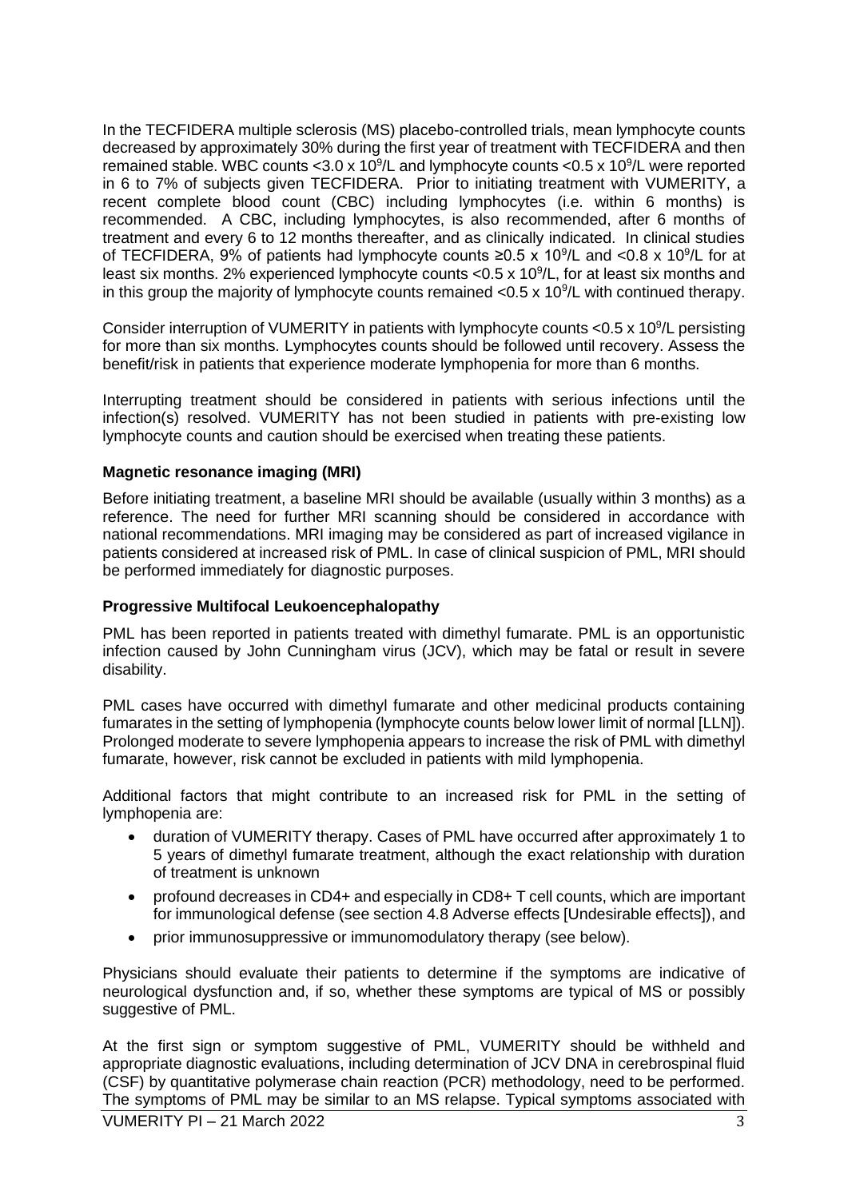In the TECFIDERA multiple sclerosis (MS) placebo-controlled trials, mean lymphocyte counts decreased by approximately 30% during the first year of treatment with TECFIDERA and then remained stable. WBC counts $<3.0 \times 10^9$/L and lymphocyte counts $<0.5 \times 10^9$/L were reported in 6 to 7% of subjects given TECFIDERA. Prior to initiating treatment with VUMERITY, a recent complete blood count (CBC) including lymphocytes (i.e. within 6 months) is recommended. A CBC, including lymphocytes, is also recommended, after 6 months of treatment and every 6 to 12 months thereafter, and as clinically indicated. In clinical studies of TECFIDERA, 9% of patients had lymphocyte counts $\geq 0.5 \times 10^9$/L and $<0.8 \times 10^9$/L for at least six months. 2% experienced lymphocyte counts $<0.5 \times 10^9$/L, for at least six months and in this group the majority of lymphocyte counts remained $<0.5 \times 10^9$/L with continued therapy.

Consider interruption of VUMERITY in patients with lymphocyte counts $<0.5 \times 10^9$/L persisting for more than six months. Lymphocytes counts should be followed until recovery. Assess the benefit/risk in patients that experience moderate lymphopenia for more than 6 months.

Interrupting treatment should be considered in patients with serious infections until the infection(s) resolved. VUMERITY has not been studied in patients with pre-existing low lymphocyte counts and caution should be exercised when treating these patients.

**Magnetic resonance imaging (MRI)**

Before initiating treatment, a baseline MRI should be available (usually within 3 months) as a reference. The need for further MRI scanning should be considered in accordance with national recommendations. MRI imaging may be considered as part of increased vigilance in patients considered at increased risk of PML. In case of clinical suspicion of PML, MRI should be performed immediately for diagnostic purposes.

**Progressive Multifocal Leukoencephalopathy**

PML has been reported in patients treated with dimethyl fumarate. PML is an opportunistic infection caused by John Cunningham virus (JCV), which may be fatal or result in severe disability.

PML cases have occurred with dimethyl fumarate and other medicinal products containing fumarates in the setting of lymphopenia (lymphocyte counts below lower limit of normal [LLN]). Prolonged moderate to severe lymphopenia appears to increase the risk of PML with dimethyl fumarate, however, risk cannot be excluded in patients with mild lymphopenia.

Additional factors that might contribute to an increased risk for PML in the setting of lymphopenia are:

- duration of VUMERITY therapy. Cases of PML have occurred after approximately 1 to 5 years of dimethyl fumarate treatment, although the exact relationship with duration of treatment is unknown
- profound decreases in CD4+ and especially in CD8+ T cell counts, which are important for immunological defense (see section 4.8 Adverse effects [Undesirable effects]), and
- prior immunosuppressive or immunomodulatory therapy (see below).

Physicians should evaluate their patients to determine if the symptoms are indicative of neurological dysfunction and, if so, whether these symptoms are typical of MS or possibly suggestive of PML.

At the first sign or symptom suggestive of PML, VUMERITY should be withheld and appropriate diagnostic evaluations, including determination of JCV DNA in cerebrospinal fluid (CSF) by quantitative polymerase chain reaction (PCR) methodology, need to be performed. The symptoms of PML may be similar to an MS relapse. Typical symptoms associated with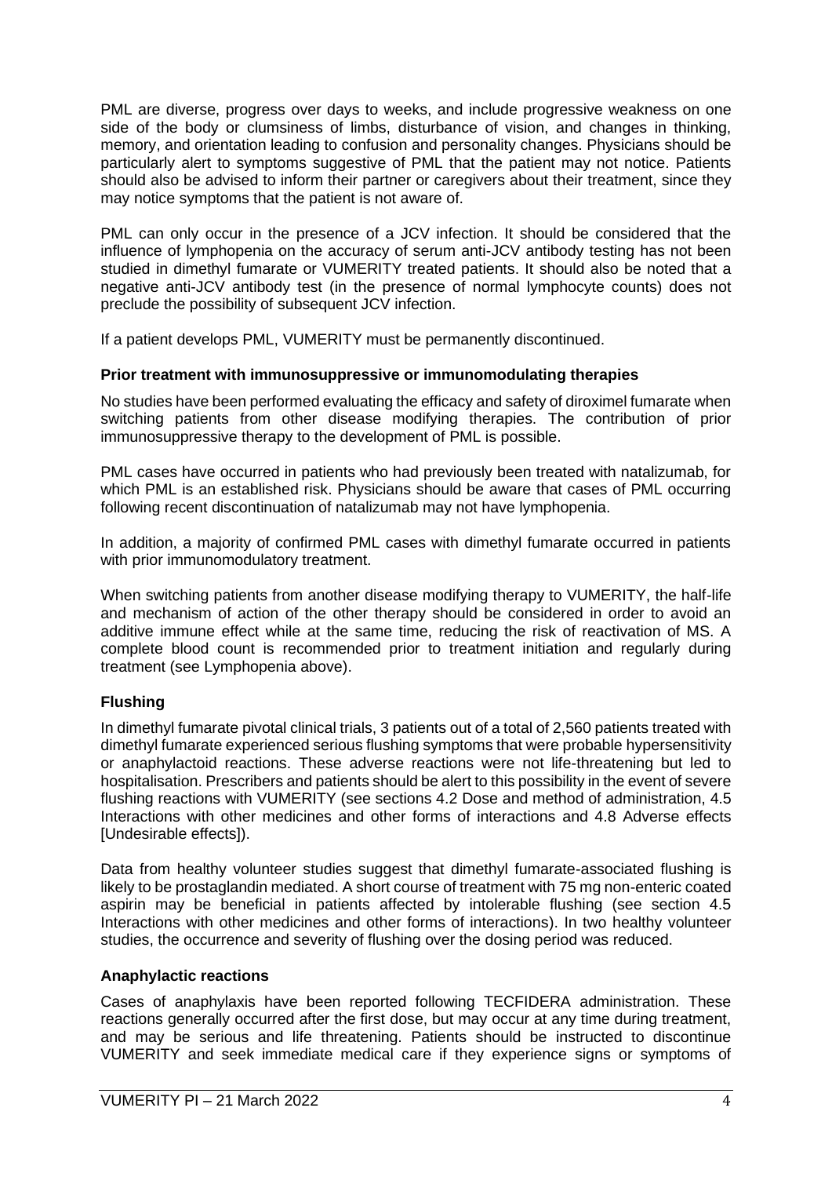PML are diverse, progress over days to weeks, and include progressive weakness on one side of the body or clumsiness of limbs, disturbance of vision, and changes in thinking, memory, and orientation leading to confusion and personality changes. Physicians should be particularly alert to symptoms suggestive of PML that the patient may not notice. Patients should also be advised to inform their partner or caregivers about their treatment, since they may notice symptoms that the patient is not aware of.

PML can only occur in the presence of a JCV infection. It should be considered that the influence of lymphopenia on the accuracy of serum anti-JCV antibody testing has not been studied in dimethyl fumarate or VUMERITY treated patients. It should also be noted that a negative anti-JCV antibody test (in the presence of normal lymphocyte counts) does not preclude the possibility of subsequent JCV infection.

If a patient develops PML, VUMERITY must be permanently discontinued.

**Prior treatment with immunosuppressive or immunomodulating therapies**

No studies have been performed evaluating the efficacy and safety of diroximel fumarate when switching patients from other disease modifying therapies. The contribution of prior immunosuppressive therapy to the development of PML is possible.

PML cases have occurred in patients who had previously been treated with natalizumab, for which PML is an established risk. Physicians should be aware that cases of PML occurring following recent discontinuation of natalizumab may not have lymphopenia.

In addition, a majority of confirmed PML cases with dimethyl fumarate occurred in patients with prior immunomodulatory treatment.

When switching patients from another disease modifying therapy to VUMERITY, the half-life and mechanism of action of the other therapy should be considered in order to avoid an additive immune effect while at the same time, reducing the risk of reactivation of MS. A complete blood count is recommended prior to treatment initiation and regularly during treatment (see Lymphopenia above).

### Flushing

In dimethyl fumarate pivotal clinical trials, 3 patients out of a total of 2,560 patients treated with dimethyl fumarate experienced serious flushing symptoms that were probable hypersensitivity or anaphylactoid reactions. These adverse reactions were not life-threatening but led to hospitalisation. Prescribers and patients should be alert to this possibility in the event of severe flushing reactions with VUMERITY (see sections 4.2 Dose and method of administration, 4.5 Interactions with other medicines and other forms of interactions and 4.8 Adverse effects [Undesirable effects]).

Data from healthy volunteer studies suggest that dimethyl fumarate-associated flushing is likely to be prostaglandin mediated. A short course of treatment with 75 mg non-enteric coated aspirin may be beneficial in patients affected by intolerable flushing (see section 4.5 Interactions with other medicines and other forms of interactions). In two healthy volunteer studies, the occurrence and severity of flushing over the dosing period was reduced.

### Anaphylactic reactions

Cases of anaphylaxis have been reported following TECFIDERA administration. These reactions generally occurred after the first dose, but may occur at any time during treatment, and may be serious and life threatening. Patients should be instructed to discontinue VUMERITY and seek immediate medical care if they experience signs or symptoms of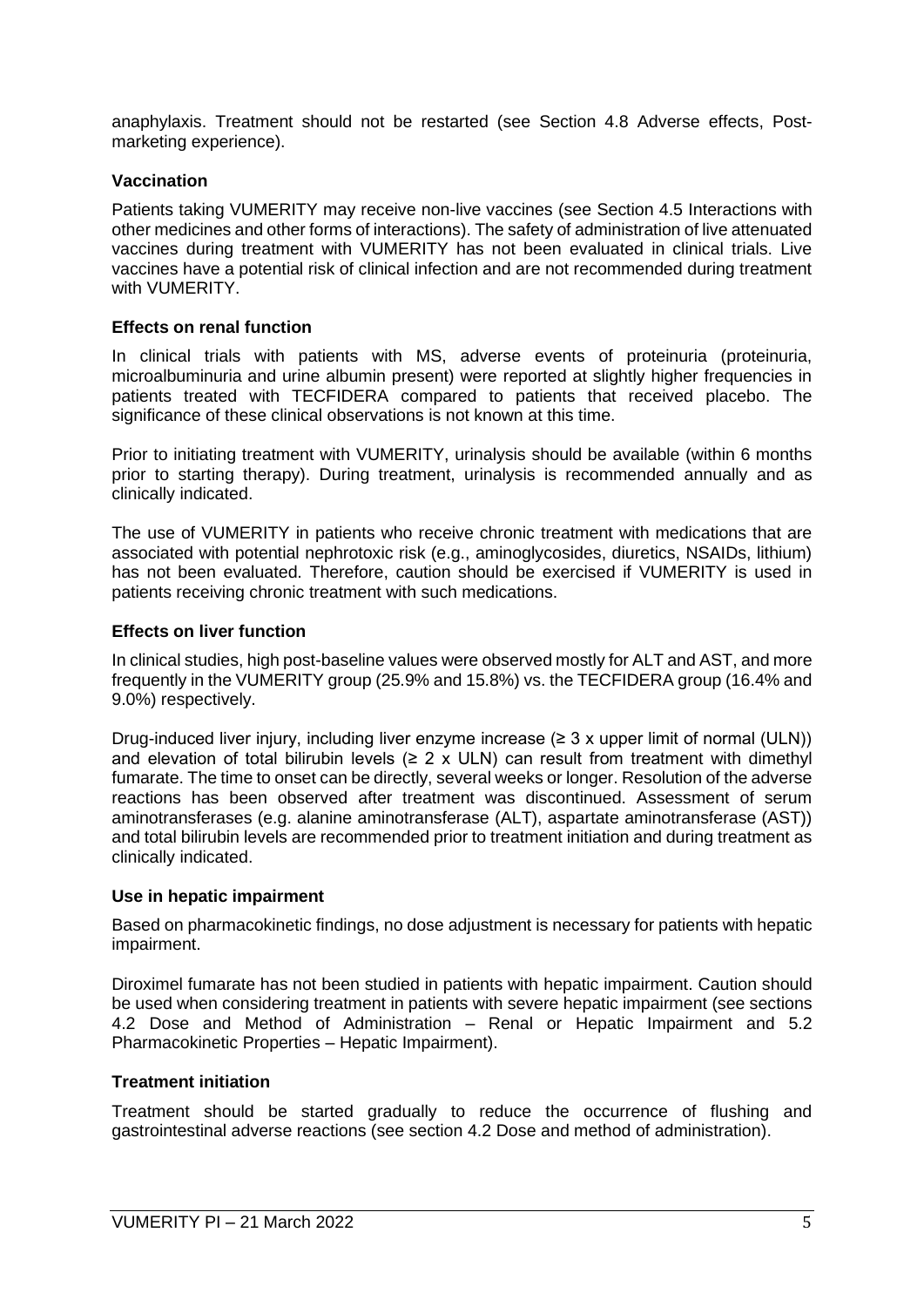anaphylaxis. Treatment should not be restarted (see Section 4.8 Adverse effects, Post-marketing experience).

### Vaccination

Patients taking VUMERITY may receive non-live vaccines (see Section 4.5 Interactions with other medicines and other forms of interactions). The safety of administration of live attenuated vaccines during treatment with VUMERITY has not been evaluated in clinical trials. Live vaccines have a potential risk of clinical infection and are not recommended during treatment with VUMERITY.

### Effects on renal function

In clinical trials with patients with MS, adverse events of proteinuria (proteinuria, microalbuminuria and urine albumin present) were reported at slightly higher frequencies in patients treated with TECFIDERA compared to patients that received placebo. The significance of these clinical observations is not known at this time.

Prior to initiating treatment with VUMERITY, urinalysis should be available (within 6 months prior to starting therapy). During treatment, urinalysis is recommended annually and as clinically indicated.

The use of VUMERITY in patients who receive chronic treatment with medications that are associated with potential nephrotoxic risk (e.g., aminoglycosides, diuretics, NSAIDs, lithium) has not been evaluated. Therefore, caution should be exercised if VUMERITY is used in patients receiving chronic treatment with such medications.

### Effects on liver function

In clinical studies, high post-baseline values were observed mostly for ALT and AST, and more frequently in the VUMERITY group (25.9% and 15.8%) vs. the TECFIDERA group (16.4% and 9.0%) respectively.

Drug-induced liver injury, including liver enzyme increase (≥ 3 x upper limit of normal (ULN)) and elevation of total bilirubin levels (≥ 2 x ULN) can result from treatment with dimethyl fumarate. The time to onset can be directly, several weeks or longer. Resolution of the adverse reactions has been observed after treatment was discontinued. Assessment of serum aminotransferases (e.g. alanine aminotransferase (ALT), aspartate aminotransferase (AST)) and total bilirubin levels are recommended prior to treatment initiation and during treatment as clinically indicated.

### Use in hepatic impairment

Based on pharmacokinetic findings, no dose adjustment is necessary for patients with hepatic impairment.

Diroximel fumarate has not been studied in patients with hepatic impairment. Caution should be used when considering treatment in patients with severe hepatic impairment (see sections 4.2 Dose and Method of Administration – Renal or Hepatic Impairment and 5.2 Pharmacokinetic Properties – Hepatic Impairment).

### Treatment initiation

Treatment should be started gradually to reduce the occurrence of flushing and gastrointestinal adverse reactions (see section 4.2 Dose and method of administration).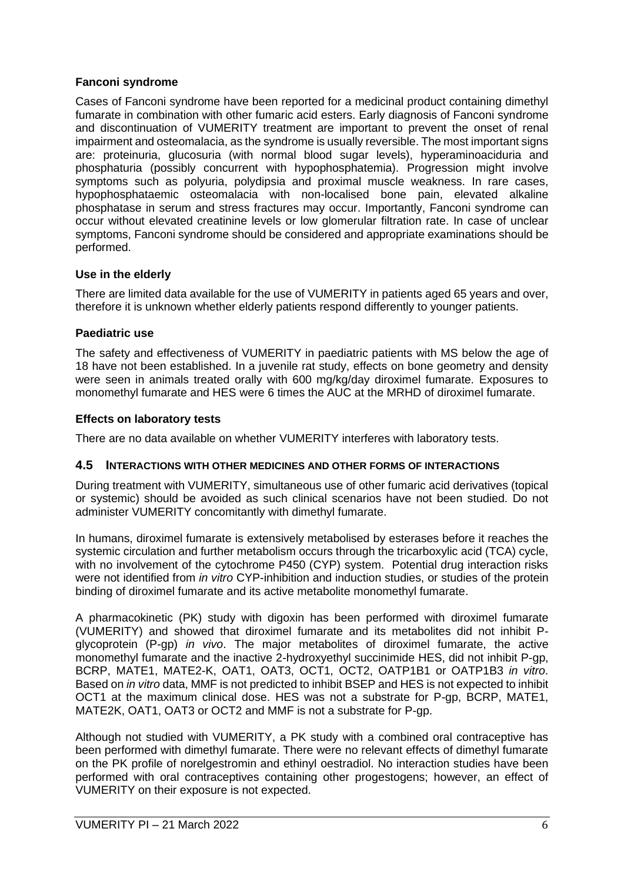### Fanconi syndrome

Cases of Fanconi syndrome have been reported for a medicinal product containing dimethyl fumarate in combination with other fumaric acid esters. Early diagnosis of Fanconi syndrome and discontinuation of VUMERITY treatment are important to prevent the onset of renal impairment and osteomalacia, as the syndrome is usually reversible. The most important signs are: proteinuria, glucosuria (with normal blood sugar levels), hyperaminoaciduria and phosphaturia (possibly concurrent with hypophosphatemia). Progression might involve symptoms such as polyuria, polydipsia and proximal muscle weakness. In rare cases, hypophosphataemic osteomalacia with non-localised bone pain, elevated alkaline phosphatase in serum and stress fractures may occur. Importantly, Fanconi syndrome can occur without elevated creatinine levels or low glomerular filtration rate. In case of unclear symptoms, Fanconi syndrome should be considered and appropriate examinations should be performed.

### Use in the elderly

There are limited data available for the use of VUMERITY in patients aged 65 years and over, therefore it is unknown whether elderly patients respond differently to younger patients.

### Paediatric use

The safety and effectiveness of VUMERITY in paediatric patients with MS below the age of 18 have not been established. In a juvenile rat study, effects on bone geometry and density were seen in animals treated orally with 600 mg/kg/day diroximel fumarate. Exposures to monomethyl fumarate and HES were 6 times the AUC at the MRHD of diroximel fumarate.

### Effects on laboratory tests

There are no data available on whether VUMERITY interferes with laboratory tests.

## 4.5 INTERACTIONS WITH OTHER MEDICINES AND OTHER FORMS OF INTERACTIONS

During treatment with VUMERITY, simultaneous use of other fumaric acid derivatives (topical or systemic) should be avoided as such clinical scenarios have not been studied. Do not administer VUMERITY concomitantly with dimethyl fumarate.

In humans, diroximel fumarate is extensively metabolised by esterases before it reaches the systemic circulation and further metabolism occurs through the tricarboxylic acid (TCA) cycle, with no involvement of the cytochrome P450 (CYP) system. Potential drug interaction risks were not identified from *in vitro* CYP-inhibition and induction studies, or studies of the protein binding of diroximel fumarate and its active metabolite monomethyl fumarate.

A pharmacokinetic (PK) study with digoxin has been performed with diroximel fumarate (VUMERITY) and showed that diroximel fumarate and its metabolites did not inhibit P-glycoprotein (P-gp) *in vivo*. The major metabolites of diroximel fumarate, the active monomethyl fumarate and the inactive 2-hydroxyethyl succinimide HES, did not inhibit P-gp, BCRP, MATE1, MATE2-K, OAT1, OAT3, OCT1, OCT2, OATP1B1 or OATP1B3 *in vitro*. Based on *in vitro* data, MMF is not predicted to inhibit BSEP and HES is not expected to inhibit OCT1 at the maximum clinical dose. HES was not a substrate for P-gp, BCRP, MATE1, MATE2K, OAT1, OAT3 or OCT2 and MMF is not a substrate for P-gp.

Although not studied with VUMERITY, a PK study with a combined oral contraceptive has been performed with dimethyl fumarate. There were no relevant effects of dimethyl fumarate on the PK profile of norelgestromin and ethinyl oestradiol. No interaction studies have been performed with oral contraceptives containing other progestogens; however, an effect of VUMERITY on their exposure is not expected.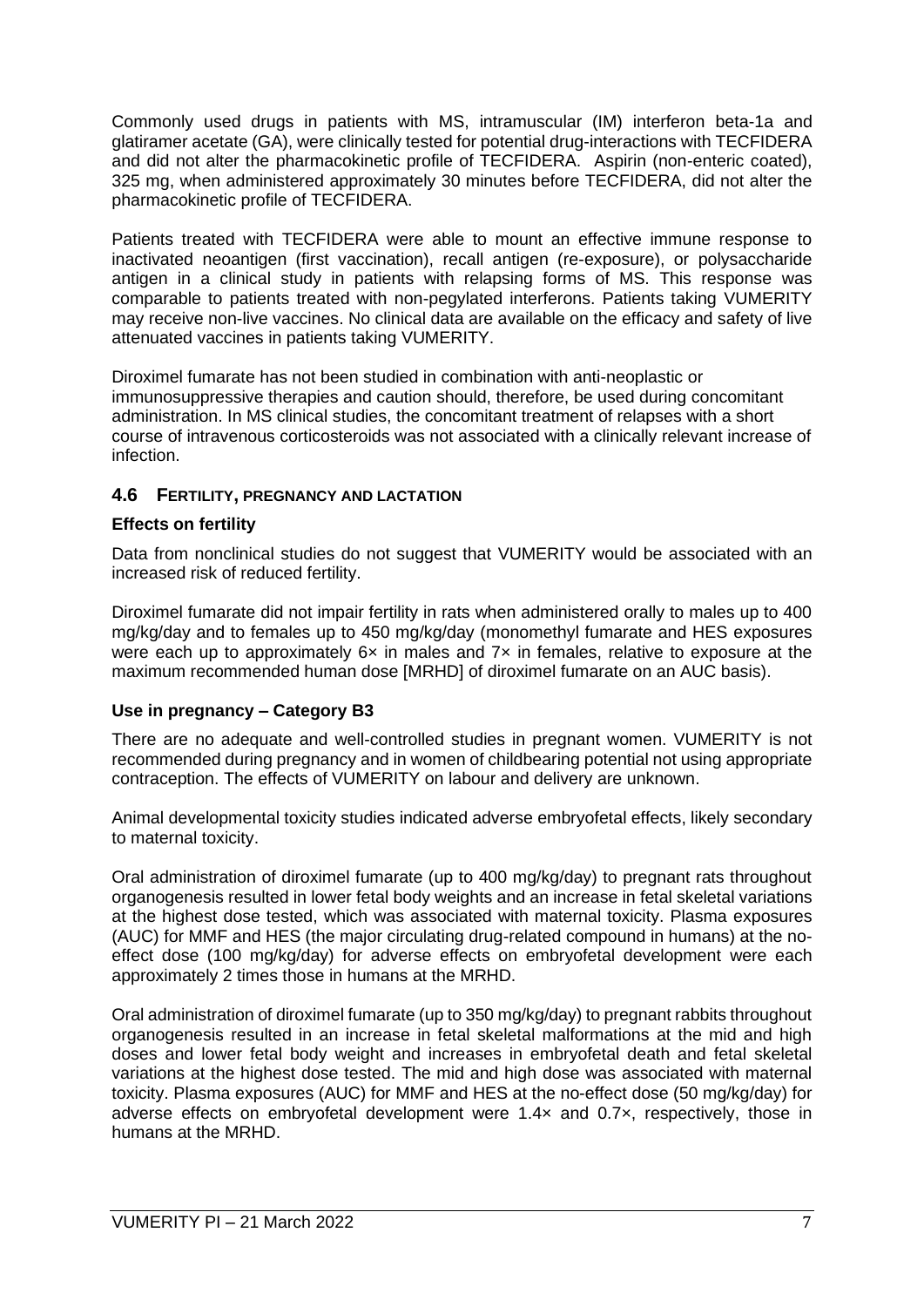Commonly used drugs in patients with MS, intramuscular (IM) interferon beta-1a and glatiramer acetate (GA), were clinically tested for potential drug-interactions with TECFIDERA and did not alter the pharmacokinetic profile of TECFIDERA. Aspirin (non-enteric coated), 325 mg, when administered approximately 30 minutes before TECFIDERA, did not alter the pharmacokinetic profile of TECFIDERA.

Patients treated with TECFIDERA were able to mount an effective immune response to inactivated neoantigen (first vaccination), recall antigen (re-exposure), or polysaccharide antigen in a clinical study in patients with relapsing forms of MS. This response was comparable to patients treated with non-pegylated interferons. Patients taking VUMERITY may receive non-live vaccines. No clinical data are available on the efficacy and safety of live attenuated vaccines in patients taking VUMERITY.

Diroximel fumarate has not been studied in combination with anti-neoplastic or immunosuppressive therapies and caution should, therefore, be used during concomitant administration. In MS clinical studies, the concomitant treatment of relapses with a short course of intravenous corticosteroids was not associated with a clinically relevant increase of infection.

## 4.6 FERTILITY, PREGNANCY AND LACTATION

### Effects on fertility

Data from nonclinical studies do not suggest that VUMERITY would be associated with an increased risk of reduced fertility.

Diroximel fumarate did not impair fertility in rats when administered orally to males up to 400 mg/kg/day and to females up to 450 mg/kg/day (monomethyl fumarate and HES exposures were each up to approximately 6× in males and 7× in females, relative to exposure at the maximum recommended human dose [MRHD] of diroximel fumarate on an AUC basis).

### Use in pregnancy – Category B3

There are no adequate and well-controlled studies in pregnant women. VUMERITY is not recommended during pregnancy and in women of childbearing potential not using appropriate contraception. The effects of VUMERITY on labour and delivery are unknown.

Animal developmental toxicity studies indicated adverse embryofetal effects, likely secondary to maternal toxicity.

Oral administration of diroximel fumarate (up to 400 mg/kg/day) to pregnant rats throughout organogenesis resulted in lower fetal body weights and an increase in fetal skeletal variations at the highest dose tested, which was associated with maternal toxicity. Plasma exposures (AUC) for MMF and HES (the major circulating drug-related compound in humans) at the no-effect dose (100 mg/kg/day) for adverse effects on embryofetal development were each approximately 2 times those in humans at the MRHD.

Oral administration of diroximel fumarate (up to 350 mg/kg/day) to pregnant rabbits throughout organogenesis resulted in an increase in fetal skeletal malformations at the mid and high doses and lower fetal body weight and increases in embryofetal death and fetal skeletal variations at the highest dose tested. The mid and high dose was associated with maternal toxicity. Plasma exposures (AUC) for MMF and HES at the no-effect dose (50 mg/kg/day) for adverse effects on embryofetal development were 1.4× and 0.7×, respectively, those in humans at the MRHD.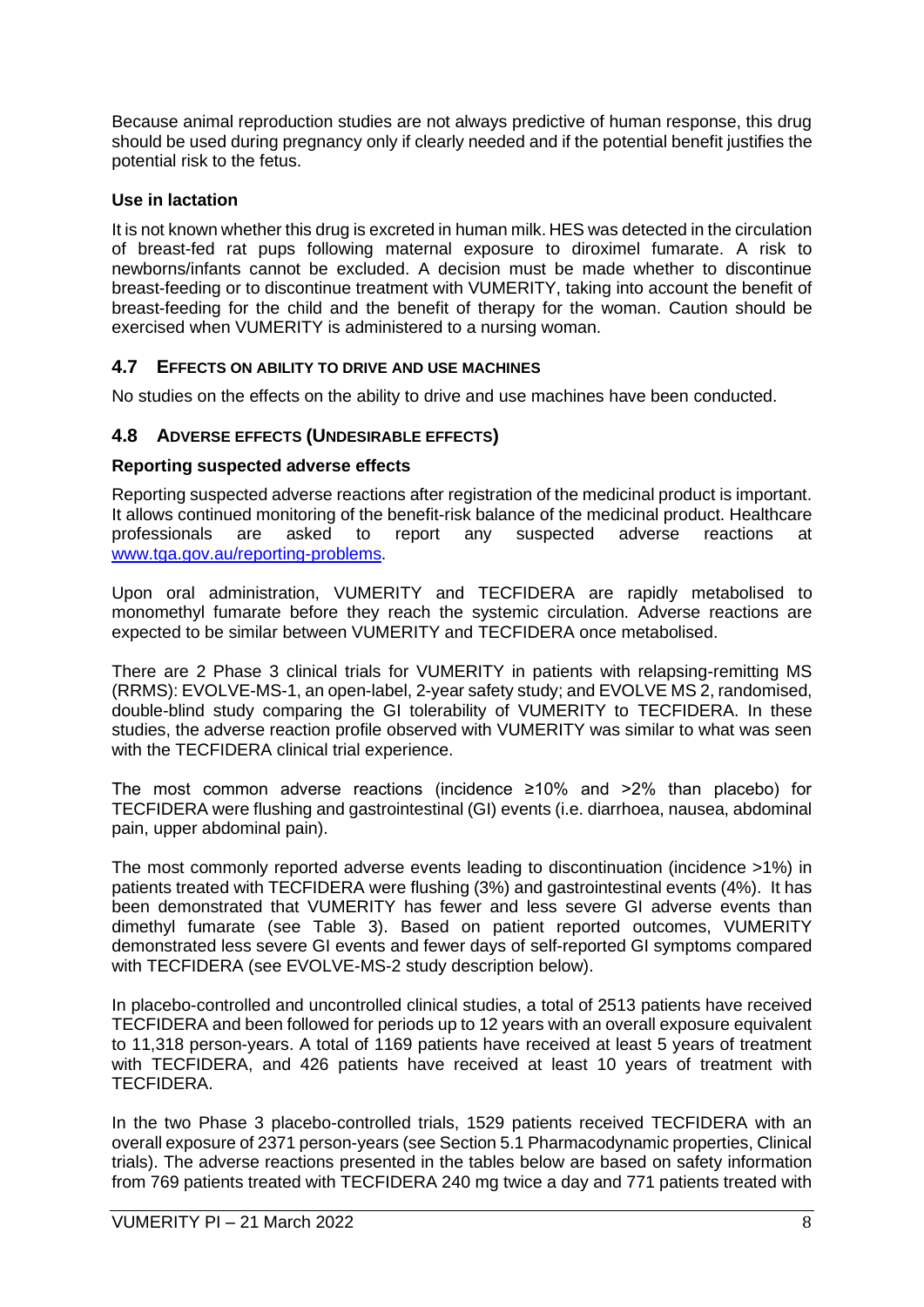Because animal reproduction studies are not always predictive of human response, this drug should be used during pregnancy only if clearly needed and if the potential benefit justifies the potential risk to the fetus.

**Use in lactation**

It is not known whether this drug is excreted in human milk. HES was detected in the circulation of breast-fed rat pups following maternal exposure to diroximel fumarate. A risk to newborns/infants cannot be excluded. A decision must be made whether to discontinue breast-feeding or to discontinue treatment with VUMERITY, taking into account the benefit of breast-feeding for the child and the benefit of therapy for the woman. Caution should be exercised when VUMERITY is administered to a nursing woman.

## 4.7 EFFECTS ON ABILITY TO DRIVE AND USE MACHINES

No studies on the effects on the ability to drive and use machines have been conducted.

## 4.8 ADVERSE EFFECTS (UNDESIRABLE EFFECTS)

**Reporting suspected adverse effects**

Reporting suspected adverse reactions after registration of the medicinal product is important. It allows continued monitoring of the benefit-risk balance of the medicinal product. Healthcare professionals are asked to report any suspected adverse reactions at www.tga.gov.au/reporting-problems.

Upon oral administration, VUMERITY and TECFIDERA are rapidly metabolised to monomethyl fumarate before they reach the systemic circulation. Adverse reactions are expected to be similar between VUMERITY and TECFIDERA once metabolised.

There are 2 Phase 3 clinical trials for VUMERITY in patients with relapsing-remitting MS (RRMS): EVOLVE-MS-1, an open-label, 2-year safety study; and EVOLVE MS 2, randomised, double-blind study comparing the GI tolerability of VUMERITY to TECFIDERA. In these studies, the adverse reaction profile observed with VUMERITY was similar to what was seen with the TECFIDERA clinical trial experience.

The most common adverse reactions (incidence ≥10% and >2% than placebo) for TECFIDERA were flushing and gastrointestinal (GI) events (i.e. diarrhoea, nausea, abdominal pain, upper abdominal pain).

The most commonly reported adverse events leading to discontinuation (incidence >1%) in patients treated with TECFIDERA were flushing (3%) and gastrointestinal events (4%). It has been demonstrated that VUMERITY has fewer and less severe GI adverse events than dimethyl fumarate (see Table 3). Based on patient reported outcomes, VUMERITY demonstrated less severe GI events and fewer days of self-reported GI symptoms compared with TECFIDERA (see EVOLVE-MS-2 study description below).

In placebo-controlled and uncontrolled clinical studies, a total of 2513 patients have received TECFIDERA and been followed for periods up to 12 years with an overall exposure equivalent to 11,318 person-years. A total of 1169 patients have received at least 5 years of treatment with TECFIDERA, and 426 patients have received at least 10 years of treatment with TECFIDERA.

In the two Phase 3 placebo-controlled trials, 1529 patients received TECFIDERA with an overall exposure of 2371 person-years (see Section 5.1 Pharmacodynamic properties, Clinical trials). The adverse reactions presented in the tables below are based on safety information from 769 patients treated with TECFIDERA 240 mg twice a day and 771 patients treated with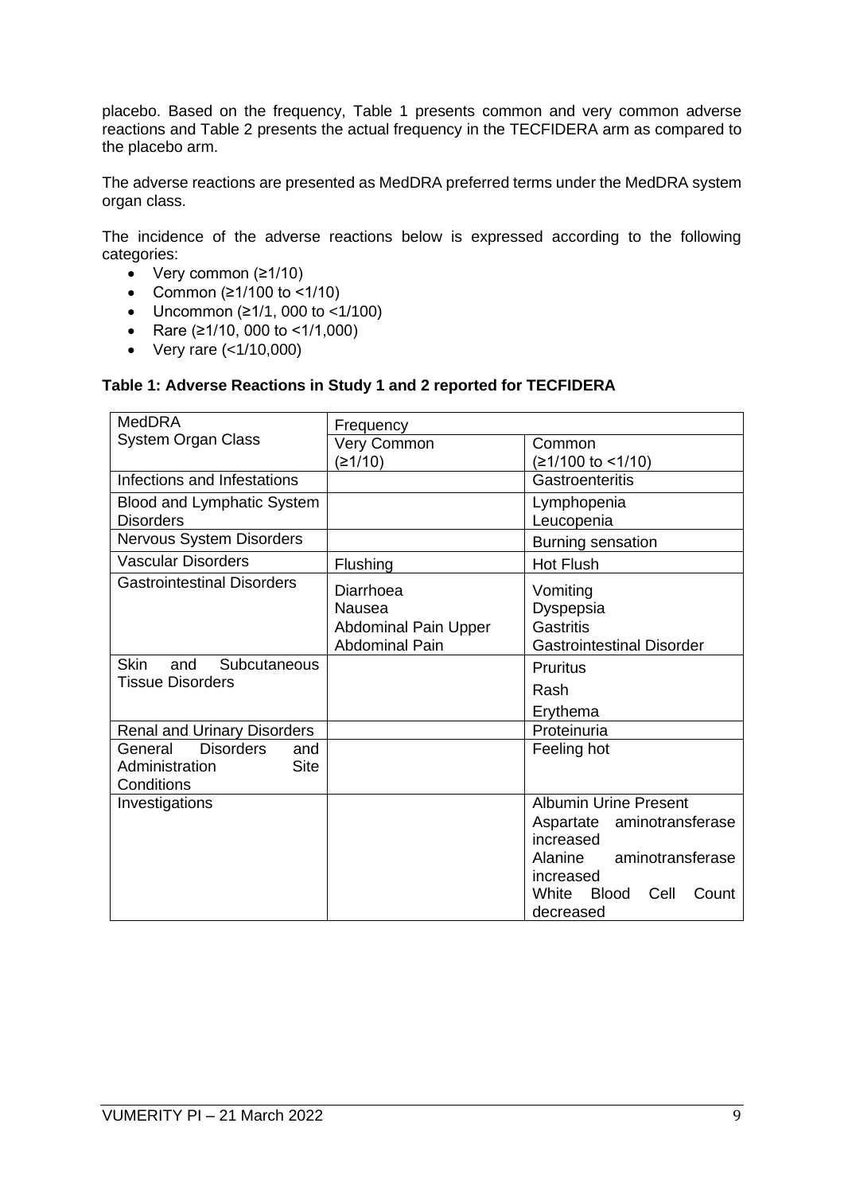placebo. Based on the frequency, Table 1 presents common and very common adverse reactions and Table 2 presents the actual frequency in the TECFIDERA arm as compared to the placebo arm.

The adverse reactions are presented as MedDRA preferred terms under the MedDRA system organ class.

The incidence of the adverse reactions below is expressed according to the following categories:

- Very common (≥1/10)
- Common (≥1/100 to <1/10)
- Uncommon (≥1/1, 000 to <1/100)
- Rare (≥1/10, 000 to <1/1,000)
- Very rare (<1/10,000)

**Table 1: Adverse Reactions in Study 1 and 2 reported for TECFIDERA**

| MedDRA System Organ Class | Frequency | |
|---|---|---|
| | Very Common (≥1/10) | Common (≥1/100 to <1/10) |
| Infections and Infestations | | Gastroenteritis |
| Blood and Lymphatic System Disorders | | Lymphopenia<br>Leucopenia |
| Nervous System Disorders | | Burning sensation |
| Vascular Disorders | Flushing | Hot Flush |
| Gastrointestinal Disorders | Diarrhoea<br>Nausea<br>Abdominal Pain Upper<br>Abdominal Pain | Vomiting<br>Dyspepsia<br>Gastritis<br>Gastrointestinal Disorder |
| Skin and Subcutaneous Tissue Disorders | | Pruritus<br>Rash<br>Erythema |
| Renal and Urinary Disorders | | Proteinuria |
| General Disorders and Administration Site Conditions | | Feeling hot |
| Investigations | | Albumin Urine Present<br>Aspartate aminotransferase increased<br>Alanine aminotransferase increased<br>White Blood Cell Count decreased |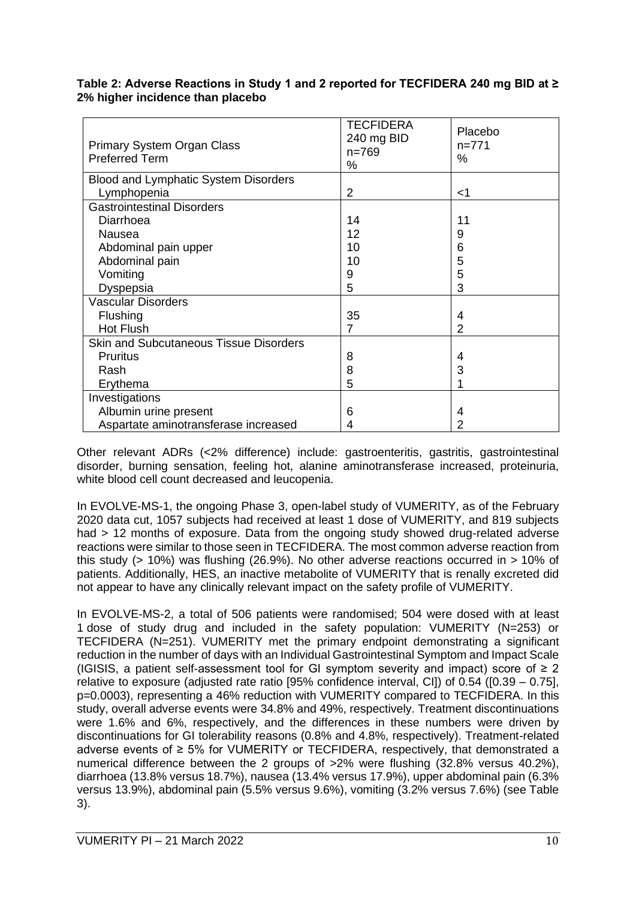**Table 2: Adverse Reactions in Study 1 and 2 reported for TECFIDERA 240 mg BID at ≥ 2% higher incidence than placebo**

| Primary System Organ Class<br>Preferred Term | TECFIDERA 240 mg BID n=769 % | Placebo n=771 % |
|---|---|---|
| **Blood and Lymphatic System Disorders** | | |
| Lymphopenia | 2 | <1 |
| **Gastrointestinal Disorders** | | |
| Diarrhoea | 14 | 11 |
| Nausea | 12 | 9 |
| Abdominal pain upper | 10 | 6 |
| Abdominal pain | 10 | 5 |
| Vomiting | 9 | 5 |
| Dyspepsia | 5 | 3 |
| **Vascular Disorders** | | |
| Flushing | 35 | 4 |
| Hot Flush | 7 | 2 |
| **Skin and Subcutaneous Tissue Disorders** | | |
| Pruritus | 8 | 4 |
| Rash | 8 | 3 |
| Erythema | 5 | 1 |
| **Investigations** | | |
| Albumin urine present | 6 | 4 |
| Aspartate aminotransferase increased | 4 | 2 |

Other relevant ADRs (<2% difference) include: gastroenteritis, gastritis, gastrointestinal disorder, burning sensation, feeling hot, alanine aminotransferase increased, proteinuria, white blood cell count decreased and leucopenia.

In EVOLVE-MS-1, the ongoing Phase 3, open-label study of VUMERITY, as of the February 2020 data cut, 1057 subjects had received at least 1 dose of VUMERITY, and 819 subjects had > 12 months of exposure. Data from the ongoing study showed drug-related adverse reactions were similar to those seen in TECFIDERA. The most common adverse reaction from this study (> 10%) was flushing (26.9%). No other adverse reactions occurred in > 10% of patients. Additionally, HES, an inactive metabolite of VUMERITY that is renally excreted did not appear to have any clinically relevant impact on the safety profile of VUMERITY.

In EVOLVE-MS-2, a total of 506 patients were randomised; 504 were dosed with at least 1 dose of study drug and included in the safety population: VUMERITY (N=253) or TECFIDERA (N=251). VUMERITY met the primary endpoint demonstrating a significant reduction in the number of days with an Individual Gastrointestinal Symptom and Impact Scale (IGISIS, a patient self-assessment tool for GI symptom severity and impact) score of ≥ 2 relative to exposure (adjusted rate ratio [95% confidence interval, CI]) of 0.54 ([0.39 – 0.75], p=0.0003), representing a 46% reduction with VUMERITY compared to TECFIDERA. In this study, overall adverse events were 34.8% and 49%, respectively. Treatment discontinuations were 1.6% and 6%, respectively, and the differences in these numbers were driven by discontinuations for GI tolerability reasons (0.8% and 4.8%, respectively). Treatment-related adverse events of ≥ 5% for VUMERITY or TECFIDERA, respectively, that demonstrated a numerical difference between the 2 groups of >2% were flushing (32.8% versus 40.2%), diarrhoea (13.8% versus 18.7%), nausea (13.4% versus 17.9%), upper abdominal pain (6.3% versus 13.9%), abdominal pain (5.5% versus 9.6%), vomiting (3.2% versus 7.6%) (see Table 3).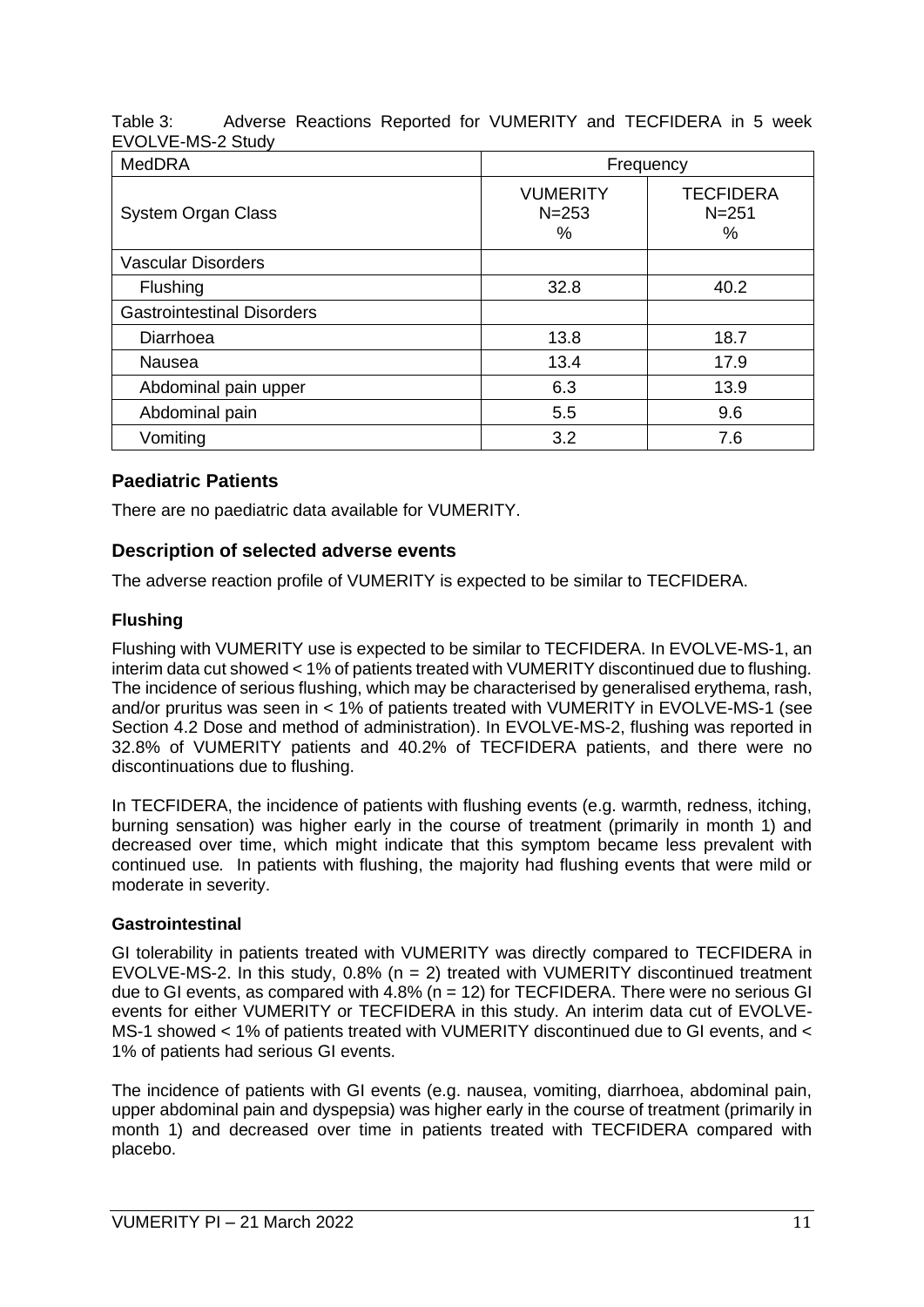Table 3: Adverse Reactions Reported for VUMERITY and TECFIDERA in 5 week EVOLVE-MS-2 Study

| MedDRA | Frequency | |
|---|---|---|
| System Organ Class | VUMERITY N=253 % | TECFIDERA N=251 % |
| Vascular Disorders | | |
| Flushing | 32.8 | 40.2 |
| Gastrointestinal Disorders | | |
| Diarrhoea | 13.8 | 18.7 |
| Nausea | 13.4 | 17.9 |
| Abdominal pain upper | 6.3 | 13.9 |
| Abdominal pain | 5.5 | 9.6 |
| Vomiting | 3.2 | 7.6 |

## Paediatric Patients

There are no paediatric data available for VUMERITY.

## Description of selected adverse events

The adverse reaction profile of VUMERITY is expected to be similar to TECFIDERA.

### Flushing

Flushing with VUMERITY use is expected to be similar to TECFIDERA. In EVOLVE-MS-1, an interim data cut showed < 1% of patients treated with VUMERITY discontinued due to flushing. The incidence of serious flushing, which may be characterised by generalised erythema, rash, and/or pruritus was seen in < 1% of patients treated with VUMERITY in EVOLVE-MS-1 (see Section 4.2 Dose and method of administration). In EVOLVE-MS-2, flushing was reported in 32.8% of VUMERITY patients and 40.2% of TECFIDERA patients, and there were no discontinuations due to flushing.

In TECFIDERA, the incidence of patients with flushing events (e.g. warmth, redness, itching, burning sensation) was higher early in the course of treatment (primarily in month 1) and decreased over time, which might indicate that this symptom became less prevalent with continued use. In patients with flushing, the majority had flushing events that were mild or moderate in severity.

### Gastrointestinal

GI tolerability in patients treated with VUMERITY was directly compared to TECFIDERA in EVOLVE-MS-2. In this study, 0.8% (n = 2) treated with VUMERITY discontinued treatment due to GI events, as compared with 4.8% (n = 12) for TECFIDERA. There were no serious GI events for either VUMERITY or TECFIDERA in this study. An interim data cut of EVOLVE-MS-1 showed < 1% of patients treated with VUMERITY discontinued due to GI events, and < 1% of patients had serious GI events.

The incidence of patients with GI events (e.g. nausea, vomiting, diarrhoea, abdominal pain, upper abdominal pain and dyspepsia) was higher early in the course of treatment (primarily in month 1) and decreased over time in patients treated with TECFIDERA compared with placebo.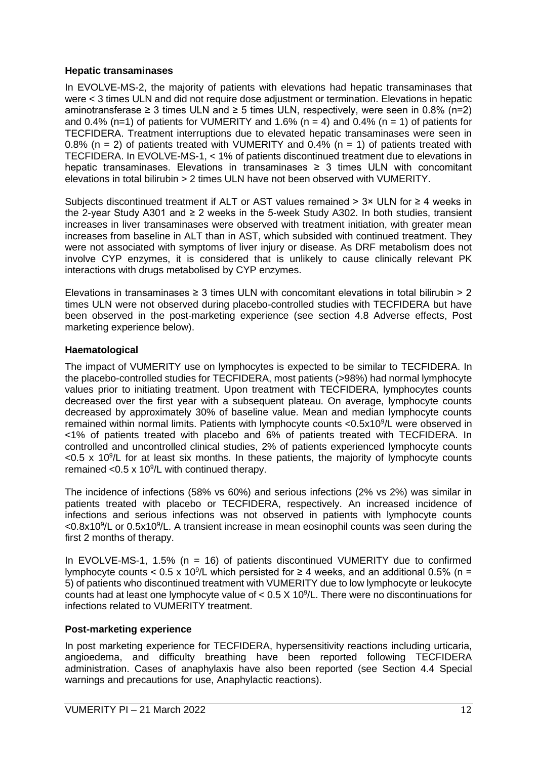### Hepatic transaminases

In EVOLVE-MS-2, the majority of patients with elevations had hepatic transaminases that were < 3 times ULN and did not require dose adjustment or termination. Elevations in hepatic aminotransferase ≥ 3 times ULN and ≥ 5 times ULN, respectively, were seen in 0.8% (n=2) and 0.4% (n=1) of patients for VUMERITY and 1.6% (n = 4) and 0.4% (n = 1) of patients for TECFIDERA. Treatment interruptions due to elevated hepatic transaminases were seen in 0.8% (n = 2) of patients treated with VUMERITY and 0.4% (n = 1) of patients treated with TECFIDERA. In EVOLVE-MS-1, < 1% of patients discontinued treatment due to elevations in hepatic transaminases. Elevations in transaminases ≥ 3 times ULN with concomitant elevations in total bilirubin > 2 times ULN have not been observed with VUMERITY.

Subjects discontinued treatment if ALT or AST values remained > 3× ULN for ≥ 4 weeks in the 2-year Study A301 and ≥ 2 weeks in the 5-week Study A302. In both studies, transient increases in liver transaminases were observed with treatment initiation, with greater mean increases from baseline in ALT than in AST, which subsided with continued treatment. They were not associated with symptoms of liver injury or disease. As DRF metabolism does not involve CYP enzymes, it is considered that is unlikely to cause clinically relevant PK interactions with drugs metabolised by CYP enzymes.

Elevations in transaminases ≥ 3 times ULN with concomitant elevations in total bilirubin > 2 times ULN were not observed during placebo-controlled studies with TECFIDERA but have been observed in the post-marketing experience (see section 4.8 Adverse effects, Post marketing experience below).

### Haematological

The impact of VUMERITY use on lymphocytes is expected to be similar to TECFIDERA. In the placebo-controlled studies for TECFIDERA, most patients (>98%) had normal lymphocyte values prior to initiating treatment. Upon treatment with TECFIDERA, lymphocytes counts decreased over the first year with a subsequent plateau. On average, lymphocyte counts decreased by approximately 30% of baseline value. Mean and median lymphocyte counts remained within normal limits. Patients with lymphocyte counts <$0.5 \times 10^9$/L were observed in <1% of patients treated with placebo and 6% of patients treated with TECFIDERA. In controlled and uncontrolled clinical studies, 2% of patients experienced lymphocyte counts <$0.5 \times 10^9$/L for at least six months. In these patients, the majority of lymphocyte counts remained <$0.5 \times 10^9$/L with continued therapy.

The incidence of infections (58% vs 60%) and serious infections (2% vs 2%) was similar in patients treated with placebo or TECFIDERA, respectively. An increased incidence of infections and serious infections was not observed in patients with lymphocyte counts <$0.8 \times 10^9$/L or $0.5 \times 10^9$/L. A transient increase in mean eosinophil counts was seen during the first 2 months of therapy.

In EVOLVE-MS-1, 1.5% (n = 16) of patients discontinued VUMERITY due to confirmed lymphocyte counts < $0.5 \times 10^9$/L which persisted for ≥ 4 weeks, and an additional 0.5% (n = 5) of patients who discontinued treatment with VUMERITY due to low lymphocyte or leukocyte counts had at least one lymphocyte value of < $0.5 \times 10^9$/L. There were no discontinuations for infections related to VUMERITY treatment.

### Post-marketing experience

In post marketing experience for TECFIDERA, hypersensitivity reactions including urticaria, angioedema, and difficulty breathing have been reported following TECFIDERA administration. Cases of anaphylaxis have also been reported (see Section 4.4 Special warnings and precautions for use, Anaphylactic reactions).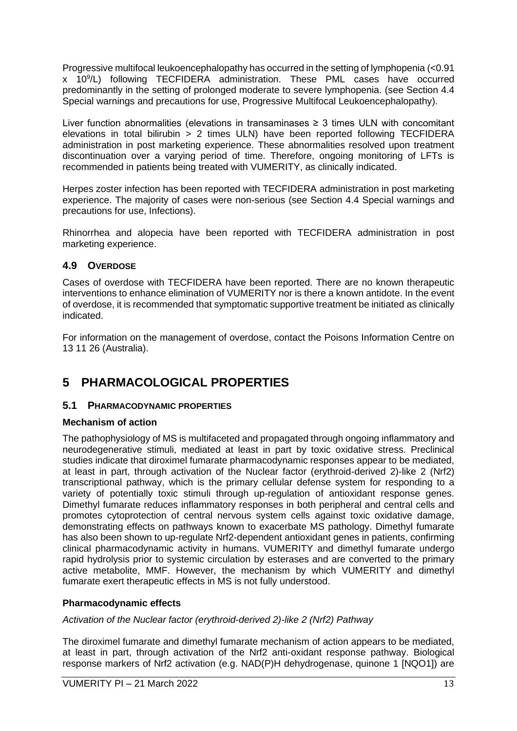Progressive multifocal leukoencephalopathy has occurred in the setting of lymphopenia (<0.91 x $10^9$/L) following TECFIDERA administration. These PML cases have occurred predominantly in the setting of prolonged moderate to severe lymphopenia. (see Section 4.4 Special warnings and precautions for use, Progressive Multifocal Leukoencephalopathy).

Liver function abnormalities (elevations in transaminases ≥ 3 times ULN with concomitant elevations in total bilirubin > 2 times ULN) have been reported following TECFIDERA administration in post marketing experience. These abnormalities resolved upon treatment discontinuation over a varying period of time. Therefore, ongoing monitoring of LFTs is recommended in patients being treated with VUMERITY, as clinically indicated.

Herpes zoster infection has been reported with TECFIDERA administration in post marketing experience. The majority of cases were non-serious (see Section 4.4 Special warnings and precautions for use, Infections).

Rhinorrhea and alopecia have been reported with TECFIDERA administration in post marketing experience.

### 4.9 OVERDOSE

Cases of overdose with TECFIDERA have been reported. There are no known therapeutic interventions to enhance elimination of VUMERITY nor is there a known antidote. In the event of overdose, it is recommended that symptomatic supportive treatment be initiated as clinically indicated.

For information on the management of overdose, contact the Poisons Information Centre on 13 11 26 (Australia).

## 5 PHARMACOLOGICAL PROPERTIES

### 5.1 PHARMACODYNAMIC PROPERTIES

**Mechanism of action**

The pathophysiology of MS is multifaceted and propagated through ongoing inflammatory and neurodegenerative stimuli, mediated at least in part by toxic oxidative stress. Preclinical studies indicate that diroximel fumarate pharmacodynamic responses appear to be mediated, at least in part, through activation of the Nuclear factor (erythroid-derived 2)-like 2 (Nrf2) transcriptional pathway, which is the primary cellular defense system for responding to a variety of potentially toxic stimuli through up-regulation of antioxidant response genes. Dimethyl fumarate reduces inflammatory responses in both peripheral and central cells and promotes cytoprotection of central nervous system cells against toxic oxidative damage, demonstrating effects on pathways known to exacerbate MS pathology. Dimethyl fumarate has also been shown to up-regulate Nrf2-dependent antioxidant genes in patients, confirming clinical pharmacodynamic activity in humans. VUMERITY and dimethyl fumarate undergo rapid hydrolysis prior to systemic circulation by esterases and are converted to the primary active metabolite, MMF. However, the mechanism by which VUMERITY and dimethyl fumarate exert therapeutic effects in MS is not fully understood.

**Pharmacodynamic effects**

*Activation of the Nuclear factor (erythroid-derived 2)-like 2 (Nrf2) Pathway*

The diroximel fumarate and dimethyl fumarate mechanism of action appears to be mediated, at least in part, through activation of the Nrf2 anti-oxidant response pathway. Biological response markers of Nrf2 activation (e.g. NAD(P)H dehydrogenase, quinone 1 [NQO1]) are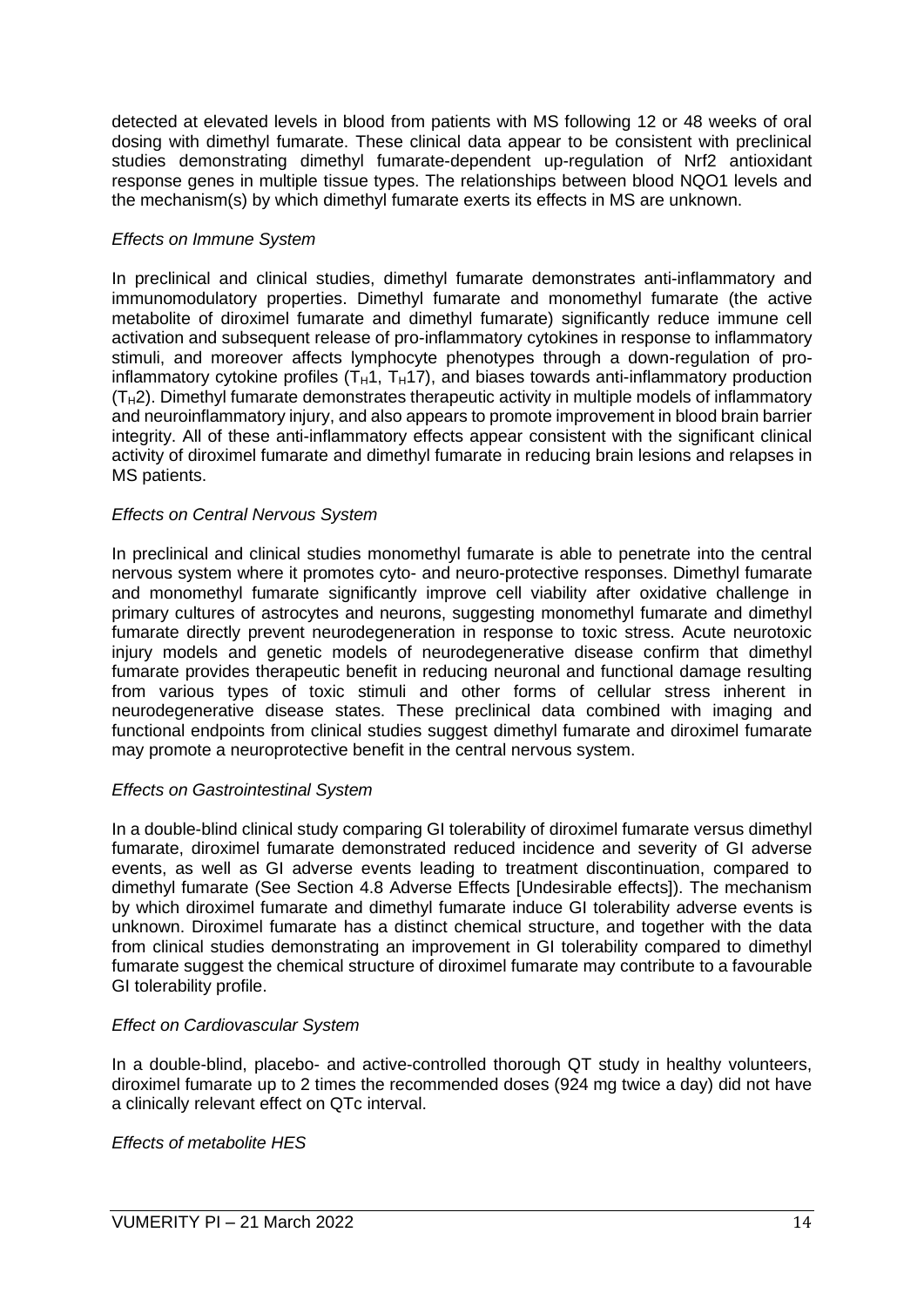detected at elevated levels in blood from patients with MS following 12 or 48 weeks of oral dosing with dimethyl fumarate. These clinical data appear to be consistent with preclinical studies demonstrating dimethyl fumarate-dependent up-regulation of Nrf2 antioxidant response genes in multiple tissue types. The relationships between blood NQO1 levels and the mechanism(s) by which dimethyl fumarate exerts its effects in MS are unknown.

*Effects on Immune System*

In preclinical and clinical studies, dimethyl fumarate demonstrates anti-inflammatory and immunomodulatory properties. Dimethyl fumarate and monomethyl fumarate (the active metabolite of diroximel fumarate and dimethyl fumarate) significantly reduce immune cell activation and subsequent release of pro-inflammatory cytokines in response to inflammatory stimuli, and moreover affects lymphocyte phenotypes through a down-regulation of pro-inflammatory cytokine profiles ($T_H1$, $T_H17$), and biases towards anti-inflammatory production ($T_H2$). Dimethyl fumarate demonstrates therapeutic activity in multiple models of inflammatory and neuroinflammatory injury, and also appears to promote improvement in blood brain barrier integrity. All of these anti-inflammatory effects appear consistent with the significant clinical activity of diroximel fumarate and dimethyl fumarate in reducing brain lesions and relapses in MS patients.

*Effects on Central Nervous System*

In preclinical and clinical studies monomethyl fumarate is able to penetrate into the central nervous system where it promotes cyto- and neuro-protective responses. Dimethyl fumarate and monomethyl fumarate significantly improve cell viability after oxidative challenge in primary cultures of astrocytes and neurons, suggesting monomethyl fumarate and dimethyl fumarate directly prevent neurodegeneration in response to toxic stress. Acute neurotoxic injury models and genetic models of neurodegenerative disease confirm that dimethyl fumarate provides therapeutic benefit in reducing neuronal and functional damage resulting from various types of toxic stimuli and other forms of cellular stress inherent in neurodegenerative disease states. These preclinical data combined with imaging and functional endpoints from clinical studies suggest dimethyl fumarate and diroximel fumarate may promote a neuroprotective benefit in the central nervous system.

*Effects on Gastrointestinal System*

In a double-blind clinical study comparing GI tolerability of diroximel fumarate versus dimethyl fumarate, diroximel fumarate demonstrated reduced incidence and severity of GI adverse events, as well as GI adverse events leading to treatment discontinuation, compared to dimethyl fumarate (See Section 4.8 Adverse Effects [Undesirable effects]). The mechanism by which diroximel fumarate and dimethyl fumarate induce GI tolerability adverse events is unknown. Diroximel fumarate has a distinct chemical structure, and together with the data from clinical studies demonstrating an improvement in GI tolerability compared to dimethyl fumarate suggest the chemical structure of diroximel fumarate may contribute to a favourable GI tolerability profile.

*Effect on Cardiovascular System*

In a double-blind, placebo- and active-controlled thorough QT study in healthy volunteers, diroximel fumarate up to 2 times the recommended doses (924 mg twice a day) did not have a clinically relevant effect on QTc interval.

*Effects of metabolite HES*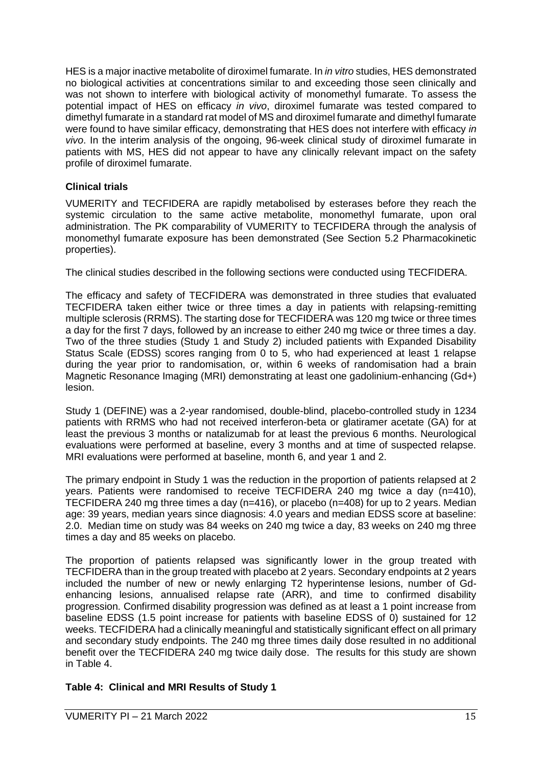HES is a major inactive metabolite of diroximel fumarate. In *in vitro* studies, HES demonstrated no biological activities at concentrations similar to and exceeding those seen clinically and was not shown to interfere with biological activity of monomethyl fumarate. To assess the potential impact of HES on efficacy *in vivo*, diroximel fumarate was tested compared to dimethyl fumarate in a standard rat model of MS and diroximel fumarate and dimethyl fumarate were found to have similar efficacy, demonstrating that HES does not interfere with efficacy *in vivo*. In the interim analysis of the ongoing, 96-week clinical study of diroximel fumarate in patients with MS, HES did not appear to have any clinically relevant impact on the safety profile of diroximel fumarate.

**Clinical trials**

VUMERITY and TECFIDERA are rapidly metabolised by esterases before they reach the systemic circulation to the same active metabolite, monomethyl fumarate, upon oral administration. The PK comparability of VUMERITY to TECFIDERA through the analysis of monomethyl fumarate exposure has been demonstrated (See Section 5.2 Pharmacokinetic properties).

The clinical studies described in the following sections were conducted using TECFIDERA.

The efficacy and safety of TECFIDERA was demonstrated in three studies that evaluated TECFIDERA taken either twice or three times a day in patients with relapsing-remitting multiple sclerosis (RRMS). The starting dose for TECFIDERA was 120 mg twice or three times a day for the first 7 days, followed by an increase to either 240 mg twice or three times a day. Two of the three studies (Study 1 and Study 2) included patients with Expanded Disability Status Scale (EDSS) scores ranging from 0 to 5, who had experienced at least 1 relapse during the year prior to randomisation, or, within 6 weeks of randomisation had a brain Magnetic Resonance Imaging (MRI) demonstrating at least one gadolinium-enhancing (Gd+) lesion.

Study 1 (DEFINE) was a 2-year randomised, double-blind, placebo-controlled study in 1234 patients with RRMS who had not received interferon-beta or glatiramer acetate (GA) for at least the previous 3 months or natalizumab for at least the previous 6 months. Neurological evaluations were performed at baseline, every 3 months and at time of suspected relapse. MRI evaluations were performed at baseline, month 6, and year 1 and 2.

The primary endpoint in Study 1 was the reduction in the proportion of patients relapsed at 2 years. Patients were randomised to receive TECFIDERA 240 mg twice a day (n=410), TECFIDERA 240 mg three times a day (n=416), or placebo (n=408) for up to 2 years. Median age: 39 years, median years since diagnosis: 4.0 years and median EDSS score at baseline: 2.0. Median time on study was 84 weeks on 240 mg twice a day, 83 weeks on 240 mg three times a day and 85 weeks on placebo.

The proportion of patients relapsed was significantly lower in the group treated with TECFIDERA than in the group treated with placebo at 2 years. Secondary endpoints at 2 years included the number of new or newly enlarging T2 hyperintense lesions, number of Gd-enhancing lesions, annualised relapse rate (ARR), and time to confirmed disability progression. Confirmed disability progression was defined as at least a 1 point increase from baseline EDSS (1.5 point increase for patients with baseline EDSS of 0) sustained for 12 weeks. TECFIDERA had a clinically meaningful and statistically significant effect on all primary and secondary study endpoints. The 240 mg three times daily dose resulted in no additional benefit over the TECFIDERA 240 mg twice daily dose. The results for this study are shown in Table 4.

**Table 4: Clinical and MRI Results of Study 1**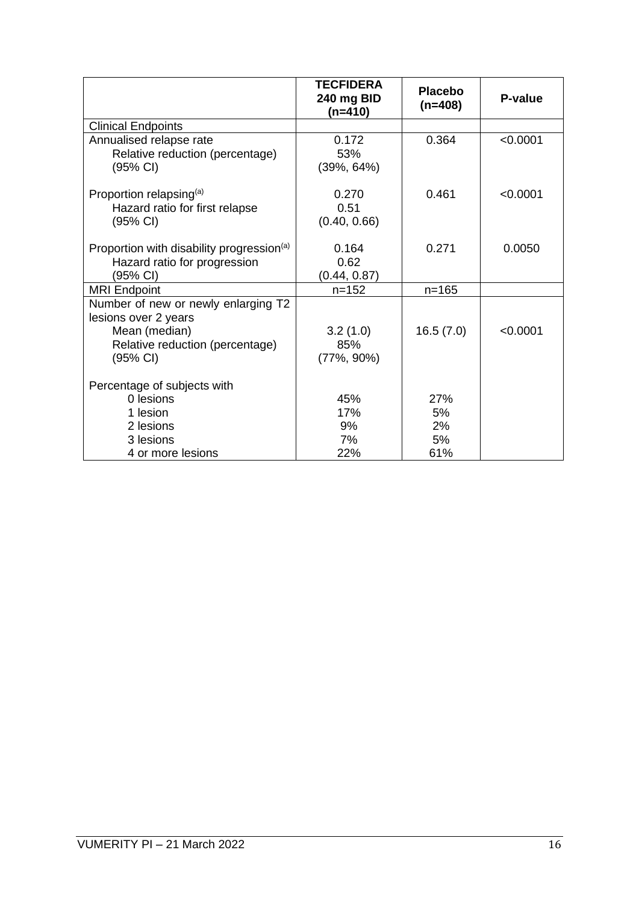| | **TECFIDERA 240 mg BID (n=410)** | **Placebo (n=408)** | **P-value** |
|---|---|---|---|
| Clinical Endpoints | | | |
| Annualised relapse rate<br>Relative reduction (percentage)<br>(95% CI) | 0.172<br>53%<br>(39%, 64%) | 0.364 | <0.0001 |
| Proportion relapsing[(a)]<br>Hazard ratio for first relapse<br>(95% CI) | 0.270<br>0.51<br>(0.40, 0.66) | 0.461 | <0.0001 |
| Proportion with disability progression[(a)]<br>Hazard ratio for progression<br>(95% CI) | 0.164<br>0.62<br>(0.44, 0.87) | 0.271 | 0.0050 |
| MRI Endpoint | n=152 | n=165 | |
| Number of new or newly enlarging T2 lesions over 2 years<br>Mean (median)<br>Relative reduction (percentage)<br>(95% CI) | <br>3.2 (1.0)<br>85%<br>(77%, 90%) | <br>16.5 (7.0) | <br><0.0001 |
| Percentage of subjects with<br>0 lesions<br>1 lesion<br>2 lesions<br>3 lesions<br>4 or more lesions | <br>45%<br>17%<br>9%<br>7%<br>22% | <br>27%<br>5%<br>2%<br>5%<br>61% | |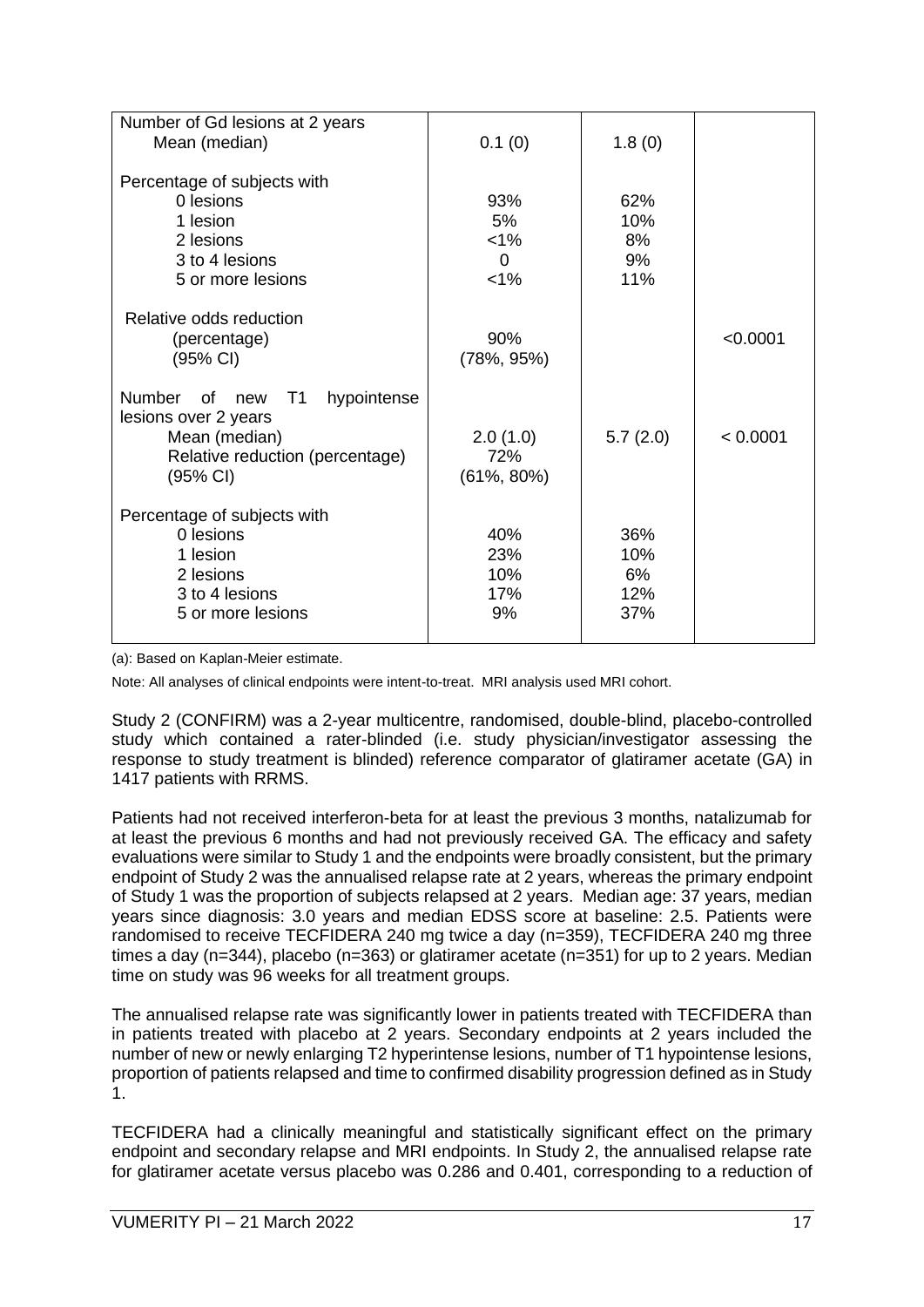| | | | |
|---|---|---|---|
| Number of Gd lesions at 2 years<br>Mean (median) | 0.1 (0) | 1.8 (0) | |
| Percentage of subjects with<br>0 lesions<br>1 lesion<br>2 lesions<br>3 to 4 lesions<br>5 or more lesions | <br>93%<br>5%<br><1%<br>0<br><1% | <br>62%<br>10%<br>8%<br>9%<br>11% | |
| Relative odds reduction<br>(percentage)<br>(95% CI) | <br>90%<br>(78%, 95%) | | <br><0.0001 |
| Number of new T1 hypointense lesions over 2 years<br>Mean (median)<br>Relative reduction (percentage)<br>(95% CI) | <br>2.0 (1.0)<br>72%<br>(61%, 80%) | <br>5.7 (2.0) | <br>< 0.0001 |
| Percentage of subjects with<br>0 lesions<br>1 lesion<br>2 lesions<br>3 to 4 lesions<br>5 or more lesions | <br>40%<br>23%<br>10%<br>17%<br>9% | <br>36%<br>10%<br>6%<br>12%<br>37% | |

(a): Based on Kaplan-Meier estimate.

Note: All analyses of clinical endpoints were intent-to-treat. MRI analysis used MRI cohort.

Study 2 (CONFIRM) was a 2-year multicentre, randomised, double-blind, placebo-controlled study which contained a rater-blinded (i.e. study physician/investigator assessing the response to study treatment is blinded) reference comparator of glatiramer acetate (GA) in 1417 patients with RRMS.

Patients had not received interferon-beta for at least the previous 3 months, natalizumab for at least the previous 6 months and had not previously received GA. The efficacy and safety evaluations were similar to Study 1 and the endpoints were broadly consistent, but the primary endpoint of Study 2 was the annualised relapse rate at 2 years, whereas the primary endpoint of Study 1 was the proportion of subjects relapsed at 2 years. Median age: 37 years, median years since diagnosis: 3.0 years and median EDSS score at baseline: 2.5. Patients were randomised to receive TECFIDERA 240 mg twice a day (n=359), TECFIDERA 240 mg three times a day (n=344), placebo (n=363) or glatiramer acetate (n=351) for up to 2 years. Median time on study was 96 weeks for all treatment groups.

The annualised relapse rate was significantly lower in patients treated with TECFIDERA than in patients treated with placebo at 2 years. Secondary endpoints at 2 years included the number of new or newly enlarging T2 hyperintense lesions, number of T1 hypointense lesions, proportion of patients relapsed and time to confirmed disability progression defined as in Study 1.

TECFIDERA had a clinically meaningful and statistically significant effect on the primary endpoint and secondary relapse and MRI endpoints. In Study 2, the annualised relapse rate for glatiramer acetate versus placebo was 0.286 and 0.401, corresponding to a reduction of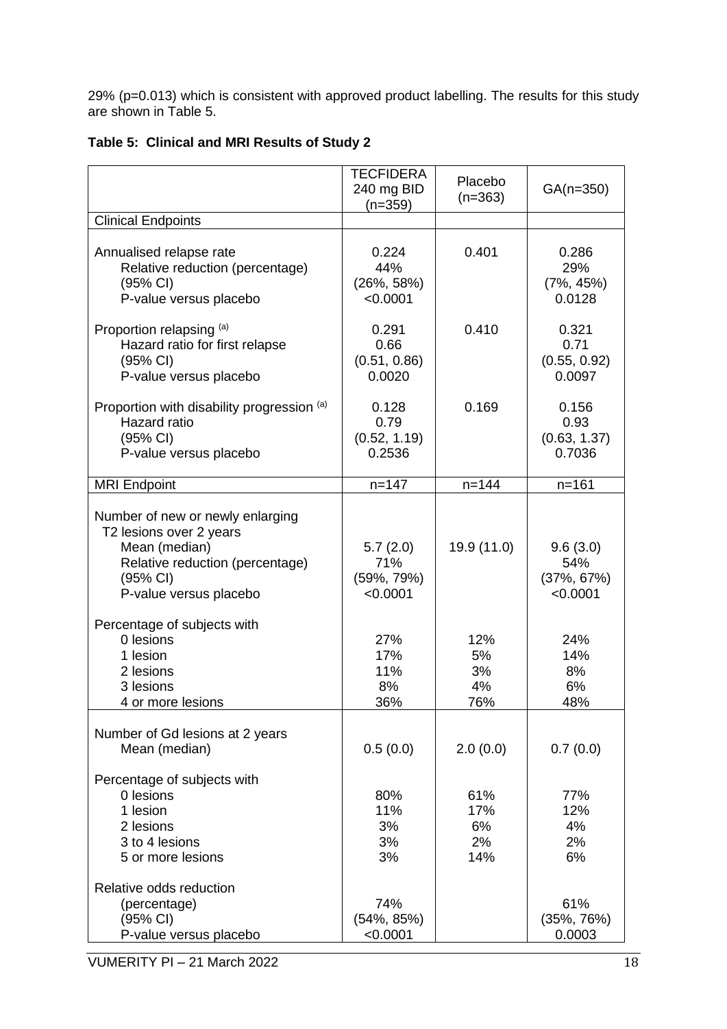29% (p=0.013) which is consistent with approved product labelling. The results for this study are shown in Table 5.

**Table 5: Clinical and MRI Results of Study 2**

| | TECFIDERA 240 mg BID (n=359) | Placebo (n=363) | GA(n=350) |
|---|---|---|---|
| Clinical Endpoints | | | |
| Annualised relapse rate | 0.224 | 0.401 | 0.286 |
| Relative reduction (percentage) | 44% | | 29% |
| (95% CI) | (26%, 58%) | | (7%, 45%) |
| P-value versus placebo | <0.0001 | | 0.0128 |
| Proportion relapsing [(a)] | 0.291 | 0.410 | 0.321 |
| Hazard ratio for first relapse | 0.66 | | 0.71 |
| (95% CI) | (0.51, 0.86) | | (0.55, 0.92) |
| P-value versus placebo | 0.0020 | | 0.0097 |
| Proportion with disability progression [(a)] | 0.128 | 0.169 | 0.156 |
| Hazard ratio | 0.79 | | 0.93 |
| (95% CI) | (0.52, 1.19) | | (0.63, 1.37) |
| P-value versus placebo | 0.2536 | | 0.7036 |
| MRI Endpoint | n=147 | n=144 | n=161 |
| Number of new or newly enlarging T2 lesions over 2 years | | | |
| Mean (median) | 5.7 (2.0) | 19.9 (11.0) | 9.6 (3.0) |
| Relative reduction (percentage) | 71% | | 54% |
| (95% CI) | (59%, 79%) | | (37%, 67%) |
| P-value versus placebo | <0.0001 | | <0.0001 |
| Percentage of subjects with | | | |
| 0 lesions | 27% | 12% | 24% |
| 1 lesion | 17% | 5% | 14% |
| 2 lesions | 11% | 3% | 8% |
| 3 lesions | 8% | 4% | 6% |
| 4 or more lesions | 36% | 76% | 48% |
| Number of Gd lesions at 2 years | | | |
| Mean (median) | 0.5 (0.0) | 2.0 (0.0) | 0.7 (0.0) |
| Percentage of subjects with | | | |
| 0 lesions | 80% | 61% | 77% |
| 1 lesion | 11% | 17% | 12% |
| 2 lesions | 3% | 6% | 4% |
| 3 to 4 lesions | 3% | 2% | 2% |
| 5 or more lesions | 3% | 14% | 6% |
| Relative odds reduction (percentage) | 74% | | 61% |
| (95% CI) | (54%, 85%) | | (35%, 76%) |
| P-value versus placebo | <0.0001 | | 0.0003 |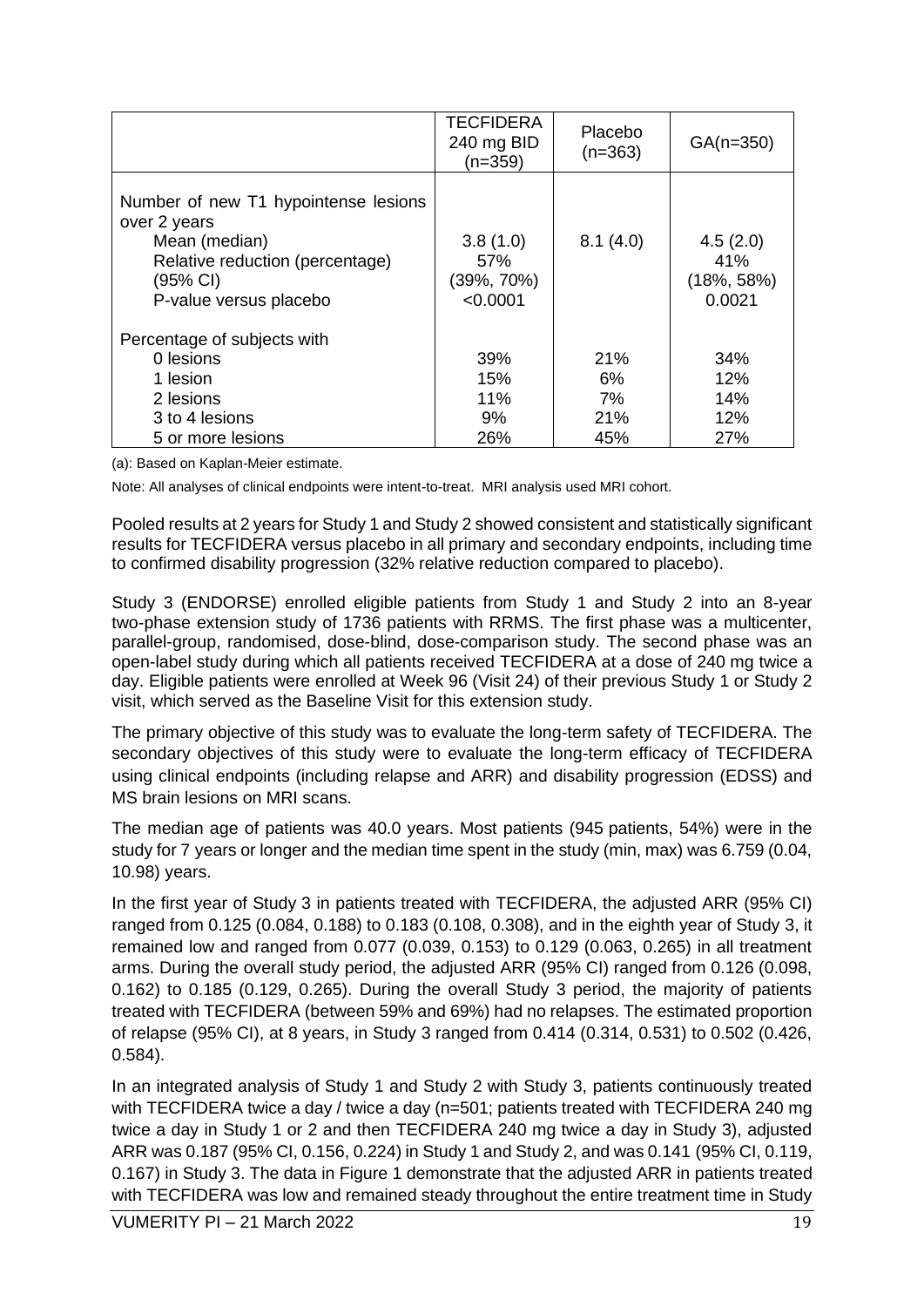| | TECFIDERA 240 mg BID (n=359) | Placebo (n=363) | GA(n=350) |
|---|---|---|---|
| Number of new T1 hypointense lesions over 2 years | | | |
| Mean (median) | 3.8 (1.0) | 8.1 (4.0) | 4.5 (2.0) |
| Relative reduction (percentage) | 57% | | 41% |
| (95% CI) | (39%, 70%) | | (18%, 58%) |
| P-value versus placebo | <0.0001 | | 0.0021 |
| Percentage of subjects with | | | |
| 0 lesions | 39% | 21% | 34% |
| 1 lesion | 15% | 6% | 12% |
| 2 lesions | 11% | 7% | 14% |
| 3 to 4 lesions | 9% | 21% | 12% |
| 5 or more lesions | 26% | 45% | 27% |

(a): Based on Kaplan-Meier estimate.

Note: All analyses of clinical endpoints were intent-to-treat. MRI analysis used MRI cohort.

Pooled results at 2 years for Study 1 and Study 2 showed consistent and statistically significant results for TECFIDERA versus placebo in all primary and secondary endpoints, including time to confirmed disability progression (32% relative reduction compared to placebo).

Study 3 (ENDORSE) enrolled eligible patients from Study 1 and Study 2 into an 8-year two-phase extension study of 1736 patients with RRMS. The first phase was a multicenter, parallel-group, randomised, dose-blind, dose-comparison study. The second phase was an open-label study during which all patients received TECFIDERA at a dose of 240 mg twice a day. Eligible patients were enrolled at Week 96 (Visit 24) of their previous Study 1 or Study 2 visit, which served as the Baseline Visit for this extension study.

The primary objective of this study was to evaluate the long-term safety of TECFIDERA. The secondary objectives of this study were to evaluate the long-term efficacy of TECFIDERA using clinical endpoints (including relapse and ARR) and disability progression (EDSS) and MS brain lesions on MRI scans.

The median age of patients was 40.0 years. Most patients (945 patients, 54%) were in the study for 7 years or longer and the median time spent in the study (min, max) was 6.759 (0.04, 10.98) years.

In the first year of Study 3 in patients treated with TECFIDERA, the adjusted ARR (95% CI) ranged from 0.125 (0.084, 0.188) to 0.183 (0.108, 0.308), and in the eighth year of Study 3, it remained low and ranged from 0.077 (0.039, 0.153) to 0.129 (0.063, 0.265) in all treatment arms. During the overall study period, the adjusted ARR (95% CI) ranged from 0.126 (0.098, 0.162) to 0.185 (0.129, 0.265). During the overall Study 3 period, the majority of patients treated with TECFIDERA (between 59% and 69%) had no relapses. The estimated proportion of relapse (95% CI), at 8 years, in Study 3 ranged from 0.414 (0.314, 0.531) to 0.502 (0.426, 0.584).

In an integrated analysis of Study 1 and Study 2 with Study 3, patients continuously treated with TECFIDERA twice a day / twice a day (n=501; patients treated with TECFIDERA 240 mg twice a day in Study 1 or 2 and then TECFIDERA 240 mg twice a day in Study 3), adjusted ARR was 0.187 (95% CI, 0.156, 0.224) in Study 1 and Study 2, and was 0.141 (95% CI, 0.119, 0.167) in Study 3. The data in Figure 1 demonstrate that the adjusted ARR in patients treated with TECFIDERA was low and remained steady throughout the entire treatment time in Study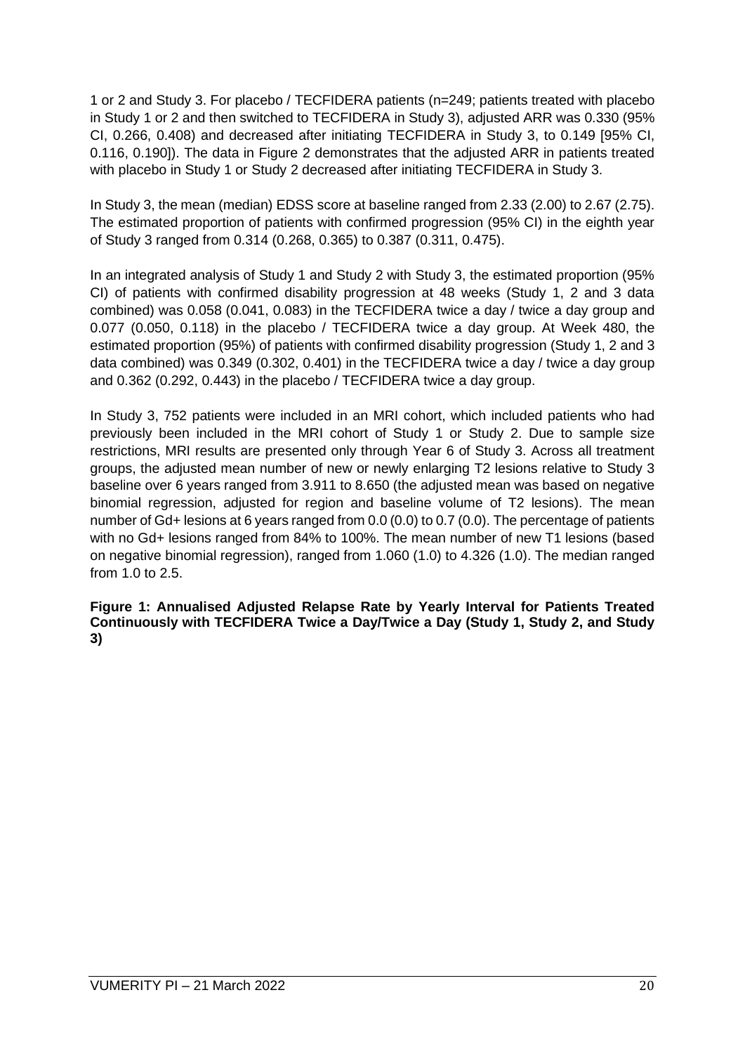1 or 2 and Study 3. For placebo / TECFIDERA patients (n=249; patients treated with placebo in Study 1 or 2 and then switched to TECFIDERA in Study 3), adjusted ARR was 0.330 (95% CI, 0.266, 0.408) and decreased after initiating TECFIDERA in Study 3, to 0.149 [95% CI, 0.116, 0.190]). The data in Figure 2 demonstrates that the adjusted ARR in patients treated with placebo in Study 1 or Study 2 decreased after initiating TECFIDERA in Study 3.

In Study 3, the mean (median) EDSS score at baseline ranged from 2.33 (2.00) to 2.67 (2.75). The estimated proportion of patients with confirmed progression (95% CI) in the eighth year of Study 3 ranged from 0.314 (0.268, 0.365) to 0.387 (0.311, 0.475).

In an integrated analysis of Study 1 and Study 2 with Study 3, the estimated proportion (95% CI) of patients with confirmed disability progression at 48 weeks (Study 1, 2 and 3 data combined) was 0.058 (0.041, 0.083) in the TECFIDERA twice a day / twice a day group and 0.077 (0.050, 0.118) in the placebo / TECFIDERA twice a day group. At Week 480, the estimated proportion (95%) of patients with confirmed disability progression (Study 1, 2 and 3 data combined) was 0.349 (0.302, 0.401) in the TECFIDERA twice a day / twice a day group and 0.362 (0.292, 0.443) in the placebo / TECFIDERA twice a day group.

In Study 3, 752 patients were included in an MRI cohort, which included patients who had previously been included in the MRI cohort of Study 1 or Study 2. Due to sample size restrictions, MRI results are presented only through Year 6 of Study 3. Across all treatment groups, the adjusted mean number of new or newly enlarging T2 lesions relative to Study 3 baseline over 6 years ranged from 3.911 to 8.650 (the adjusted mean was based on negative binomial regression, adjusted for region and baseline volume of T2 lesions). The mean number of Gd+ lesions at 6 years ranged from 0.0 (0.0) to 0.7 (0.0). The percentage of patients with no Gd+ lesions ranged from 84% to 100%. The mean number of new T1 lesions (based on negative binomial regression), ranged from 1.060 (1.0) to 4.326 (1.0). The median ranged from 1.0 to 2.5.

**Figure 1: Annualised Adjusted Relapse Rate by Yearly Interval for Patients Treated Continuously with TECFIDERA Twice a Day/Twice a Day (Study 1, Study 2, and Study 3)**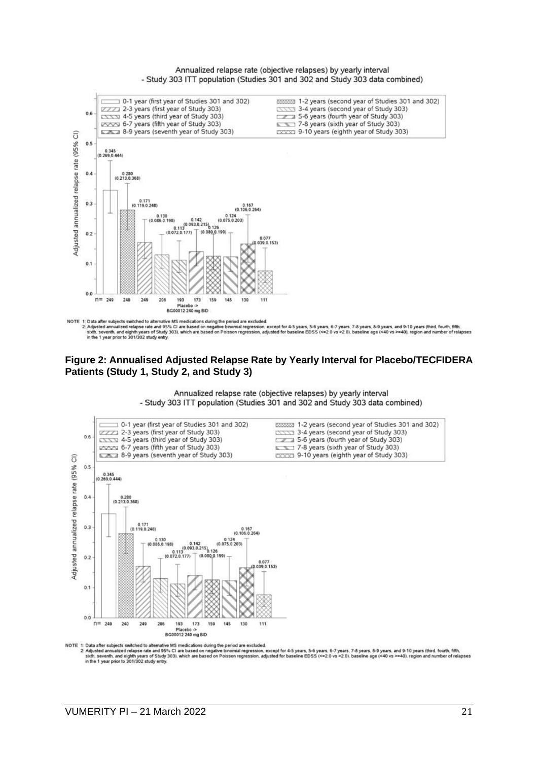Annualized relapse rate (objective relapses) by yearly interval
- Study 303 ITT population (Studies 301 and 302 and Study 303 data combined)

| Interval | n | Adjusted annualized relapse rate (95% CI) |
|---|---|---|
| 0-1 year (first year of Studies 301 and 302) | 249 | 0.345 (0.269, 0.444) |
| 1-2 years (second year of Studies 301 and 302) | 240 | 0.280 (0.213, 0.368) |
| 2-3 years (first year of Study 303) | 249 | 0.171 (0.119, 0.248) |
| 3-4 years (second year of Study 303) | 206 | 0.130 (0.086, 0.198) |
| 4-5 years (third year of Study 303) | 193 | 0.113 (0.072, 0.177) |
| 5-6 years (fourth year of Study 303) | 173 | 0.142 (0.093, 0.215) |
| 6-7 years (fifth year of Study 303) | 159 | 0.126 (0.080, 0.199) |
| 7-8 years (sixth year of Study 303) | 145 | 0.124 (0.075, 0.203) |
| 8-9 years (seventh year of Study 303) | 130 | 0.167 (0.106, 0.264) |
| 9-10 years (eighth year of Study 303) | 111 | 0.077 (0.039, 0.153) |

Placebo -> BG00012 240 mg BID

NOTE 1: Data after subjects switched to alternative MS medications during the period are excluded.
2: Adjusted annualized relapse rate and 95% CI are based on negative binomial regression, except for 4-5 years, 5-6 years, 6-7 years, 7-8 years, 8-9 years, and 9-10 years (third, fourth, fifth, sixth, seventh, and eighth years of Study 303), which are based on Poisson regression, adjusted for baseline EDSS (<=2.0 vs >2.0), baseline age (<40 vs >=40), region and number of relapses in the 1 year prior to 301/302 study entry.

**Figure 2: Annualised Adjusted Relapse Rate by Yearly Interval for Placebo/TECFIDERA Patients (Study 1, Study 2, and Study 3)**

Annualized relapse rate (objective relapses) by yearly interval
- Study 303 ITT population (Studies 301 and 302 and Study 303 data combined)

| Interval | n | Adjusted annualized relapse rate (95% CI) |
|---|---|---|
| 0-1 year (first year of Studies 301 and 302) | 249 | 0.345 (0.269, 0.444) |
| 1-2 years (second year of Studies 301 and 302) | 240 | 0.280 (0.213, 0.368) |
| 2-3 years (first year of Study 303) | 249 | 0.171 (0.119, 0.248) |
| 3-4 years (second year of Study 303) | 206 | 0.130 (0.086, 0.198) |
| 4-5 years (third year of Study 303) | 193 | 0.113 (0.072, 0.177) |
| 5-6 years (fourth year of Study 303) | 173 | 0.142 (0.093, 0.215) |
| 6-7 years (fifth year of Study 303) | 159 | 0.126 (0.080, 0.199) |
| 7-8 years (sixth year of Study 303) | 145 | 0.124 (0.075, 0.203) |
| 8-9 years (seventh year of Study 303) | 130 | 0.167 (0.106, 0.264) |
| 9-10 years (eighth year of Study 303) | 111 | 0.077 (0.039, 0.153) |

Placebo -> BG00012 240 mg BID

NOTE 1: Data after subjects switched to alternative MS medications during the period are excluded.
2: Adjusted annualized relapse rate and 95% CI are based on negative binomial regression, except for 4-5 years, 5-6 years, 6-7 years, 7-8 years, 8-9 years, and 9-10 years (third, fourth, fifth, sixth, seventh, and eighth years of Study 303), which are based on Poisson regression, adjusted for baseline EDSS (<=2.0 vs >2.0), baseline age (<40 vs >=40), region and number of relapses in the 1 year prior to 301/302 study entry.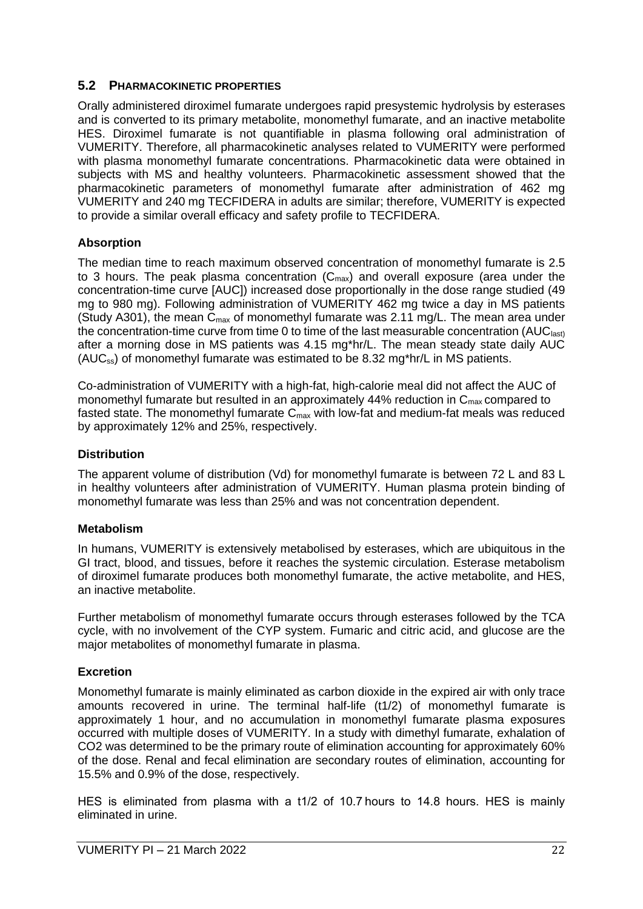## 5.2 PHARMACOKINETIC PROPERTIES

Orally administered diroximel fumarate undergoes rapid presystemic hydrolysis by esterases and is converted to its primary metabolite, monomethyl fumarate, and an inactive metabolite HES. Diroximel fumarate is not quantifiable in plasma following oral administration of VUMERITY. Therefore, all pharmacokinetic analyses related to VUMERITY were performed with plasma monomethyl fumarate concentrations. Pharmacokinetic data were obtained in subjects with MS and healthy volunteers. Pharmacokinetic assessment showed that the pharmacokinetic parameters of monomethyl fumarate after administration of 462 mg VUMERITY and 240 mg TECFIDERA in adults are similar; therefore, VUMERITY is expected to provide a similar overall efficacy and safety profile to TECFIDERA.

### Absorption

The median time to reach maximum observed concentration of monomethyl fumarate is 2.5 to 3 hours. The peak plasma concentration ($C_{max}$) and overall exposure (area under the concentration-time curve [AUC]) increased dose proportionally in the dose range studied (49 mg to 980 mg). Following administration of VUMERITY 462 mg twice a day in MS patients (Study A301), the mean $C_{max}$ of monomethyl fumarate was 2.11 mg/L. The mean area under the concentration-time curve from time 0 to time of the last measurable concentration ($AUC_{last}$) after a morning dose in MS patients was 4.15 mg*hr/L. The mean steady state daily AUC ($AUC_{ss}$) of monomethyl fumarate was estimated to be 8.32 mg*hr/L in MS patients.

Co-administration of VUMERITY with a high-fat, high-calorie meal did not affect the AUC of monomethyl fumarate but resulted in an approximately 44% reduction in $C_{max}$ compared to fasted state. The monomethyl fumarate $C_{max}$ with low-fat and medium-fat meals was reduced by approximately 12% and 25%, respectively.

### Distribution

The apparent volume of distribution (Vd) for monomethyl fumarate is between 72 L and 83 L in healthy volunteers after administration of VUMERITY. Human plasma protein binding of monomethyl fumarate was less than 25% and was not concentration dependent.

### Metabolism

In humans, VUMERITY is extensively metabolised by esterases, which are ubiquitous in the GI tract, blood, and tissues, before it reaches the systemic circulation. Esterase metabolism of diroximel fumarate produces both monomethyl fumarate, the active metabolite, and HES, an inactive metabolite.

Further metabolism of monomethyl fumarate occurs through esterases followed by the TCA cycle, with no involvement of the CYP system. Fumaric and citric acid, and glucose are the major metabolites of monomethyl fumarate in plasma.

### Excretion

Monomethyl fumarate is mainly eliminated as carbon dioxide in the expired air with only trace amounts recovered in urine. The terminal half-life (t1/2) of monomethyl fumarate is approximately 1 hour, and no accumulation in monomethyl fumarate plasma exposures occurred with multiple doses of VUMERITY. In a study with dimethyl fumarate, exhalation of $CO_2$ was determined to be the primary route of elimination accounting for approximately 60% of the dose. Renal and fecal elimination are secondary routes of elimination, accounting for 15.5% and 0.9% of the dose, respectively.

HES is eliminated from plasma with a t1/2 of 10.7 hours to 14.8 hours. HES is mainly eliminated in urine.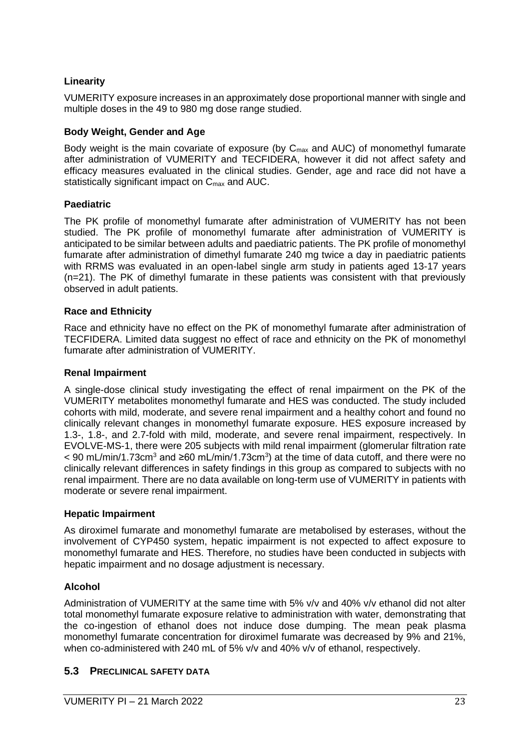**Linearity**

VUMERITY exposure increases in an approximately dose proportional manner with single and multiple doses in the 49 to 980 mg dose range studied.

**Body Weight, Gender and Age**

Body weight is the main covariate of exposure (by $C_{max}$ and AUC) of monomethyl fumarate after administration of VUMERITY and TECFIDERA, however it did not affect safety and efficacy measures evaluated in the clinical studies. Gender, age and race did not have a statistically significant impact on $C_{max}$ and AUC.

**Paediatric**

The PK profile of monomethyl fumarate after administration of VUMERITY has not been studied. The PK profile of monomethyl fumarate after administration of VUMERITY is anticipated to be similar between adults and paediatric patients. The PK profile of monomethyl fumarate after administration of dimethyl fumarate 240 mg twice a day in paediatric patients with RRMS was evaluated in an open-label single arm study in patients aged 13-17 years (n=21). The PK of dimethyl fumarate in these patients was consistent with that previously observed in adult patients.

**Race and Ethnicity**

Race and ethnicity have no effect on the PK of monomethyl fumarate after administration of TECFIDERA. Limited data suggest no effect of race and ethnicity on the PK of monomethyl fumarate after administration of VUMERITY.

**Renal Impairment**

A single-dose clinical study investigating the effect of renal impairment on the PK of the VUMERITY metabolites monomethyl fumarate and HES was conducted. The study included cohorts with mild, moderate, and severe renal impairment and a healthy cohort and found no clinically relevant changes in monomethyl fumarate exposure. HES exposure increased by 1.3-, 1.8-, and 2.7-fold with mild, moderate, and severe renal impairment, respectively. In EVOLVE-MS-1, there were 205 subjects with mild renal impairment (glomerular filtration rate $< 90$ mL/min/1.73cm$^3$ and $\geq 60$ mL/min/1.73cm$^3$) at the time of data cutoff, and there were no clinically relevant differences in safety findings in this group as compared to subjects with no renal impairment. There are no data available on long-term use of VUMERITY in patients with moderate or severe renal impairment.

**Hepatic Impairment**

As diroximel fumarate and monomethyl fumarate are metabolised by esterases, without the involvement of CYP450 system, hepatic impairment is not expected to affect exposure to monomethyl fumarate and HES. Therefore, no studies have been conducted in subjects with hepatic impairment and no dosage adjustment is necessary.

**Alcohol**

Administration of VUMERITY at the same time with 5% v/v and 40% v/v ethanol did not alter total monomethyl fumarate exposure relative to administration with water, demonstrating that the co-ingestion of ethanol does not induce dose dumping. The mean peak plasma monomethyl fumarate concentration for diroximel fumarate was decreased by 9% and 21%, when co-administered with 240 mL of 5% v/v and 40% v/v of ethanol, respectively.

## 5.3 PRECLINICAL SAFETY DATA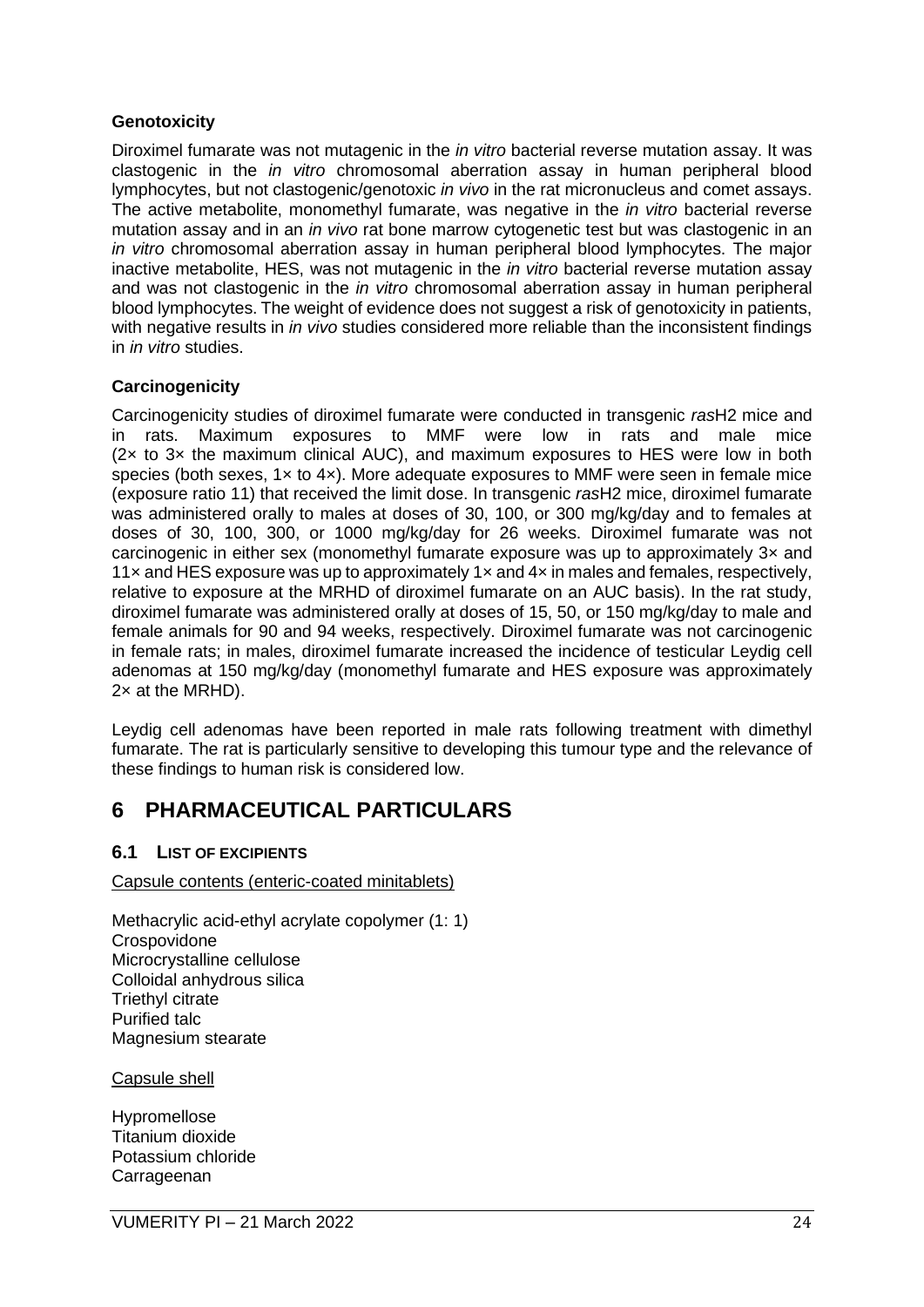**Genotoxicity**

Diroximel fumarate was not mutagenic in the *in vitro* bacterial reverse mutation assay. It was clastogenic in the *in vitro* chromosomal aberration assay in human peripheral blood lymphocytes, but not clastogenic/genotoxic *in vivo* in the rat micronucleus and comet assays. The active metabolite, monomethyl fumarate, was negative in the *in vitro* bacterial reverse mutation assay and in an *in vivo* rat bone marrow cytogenetic test but was clastogenic in an *in vitro* chromosomal aberration assay in human peripheral blood lymphocytes. The major inactive metabolite, HES, was not mutagenic in the *in vitro* bacterial reverse mutation assay and was not clastogenic in the *in vitro* chromosomal aberration assay in human peripheral blood lymphocytes. The weight of evidence does not suggest a risk of genotoxicity in patients, with negative results in *in vivo* studies considered more reliable than the inconsistent findings in *in vitro* studies.

**Carcinogenicity**

Carcinogenicity studies of diroximel fumarate were conducted in transgenic *ras*H2 mice and in rats. Maximum exposures to MMF were low in rats and male mice (2× to 3× the maximum clinical AUC), and maximum exposures to HES were low in both species (both sexes, 1× to 4×). More adequate exposures to MMF were seen in female mice (exposure ratio 11) that received the limit dose. In transgenic *ras*H2 mice, diroximel fumarate was administered orally to males at doses of 30, 100, or 300 mg/kg/day and to females at doses of 30, 100, 300, or 1000 mg/kg/day for 26 weeks. Diroximel fumarate was not carcinogenic in either sex (monomethyl fumarate exposure was up to approximately 3× and 11× and HES exposure was up to approximately 1× and 4× in males and females, respectively, relative to exposure at the MRHD of diroximel fumarate on an AUC basis). In the rat study, diroximel fumarate was administered orally at doses of 15, 50, or 150 mg/kg/day to male and female animals for 90 and 94 weeks, respectively. Diroximel fumarate was not carcinogenic in female rats; in males, diroximel fumarate increased the incidence of testicular Leydig cell adenomas at 150 mg/kg/day (monomethyl fumarate and HES exposure was approximately 2× at the MRHD).

Leydig cell adenomas have been reported in male rats following treatment with dimethyl fumarate. The rat is particularly sensitive to developing this tumour type and the relevance of these findings to human risk is considered low.

# 6 PHARMACEUTICAL PARTICULARS

## 6.1 LIST OF EXCIPIENTS

Capsule contents (enteric-coated minitablets)

Methacrylic acid-ethyl acrylate copolymer (1: 1)
Crospovidone
Microcrystalline cellulose
Colloidal anhydrous silica
Triethyl citrate
Purified talc
Magnesium stearate

Capsule shell

Hypromellose
Titanium dioxide
Potassium chloride
Carrageenan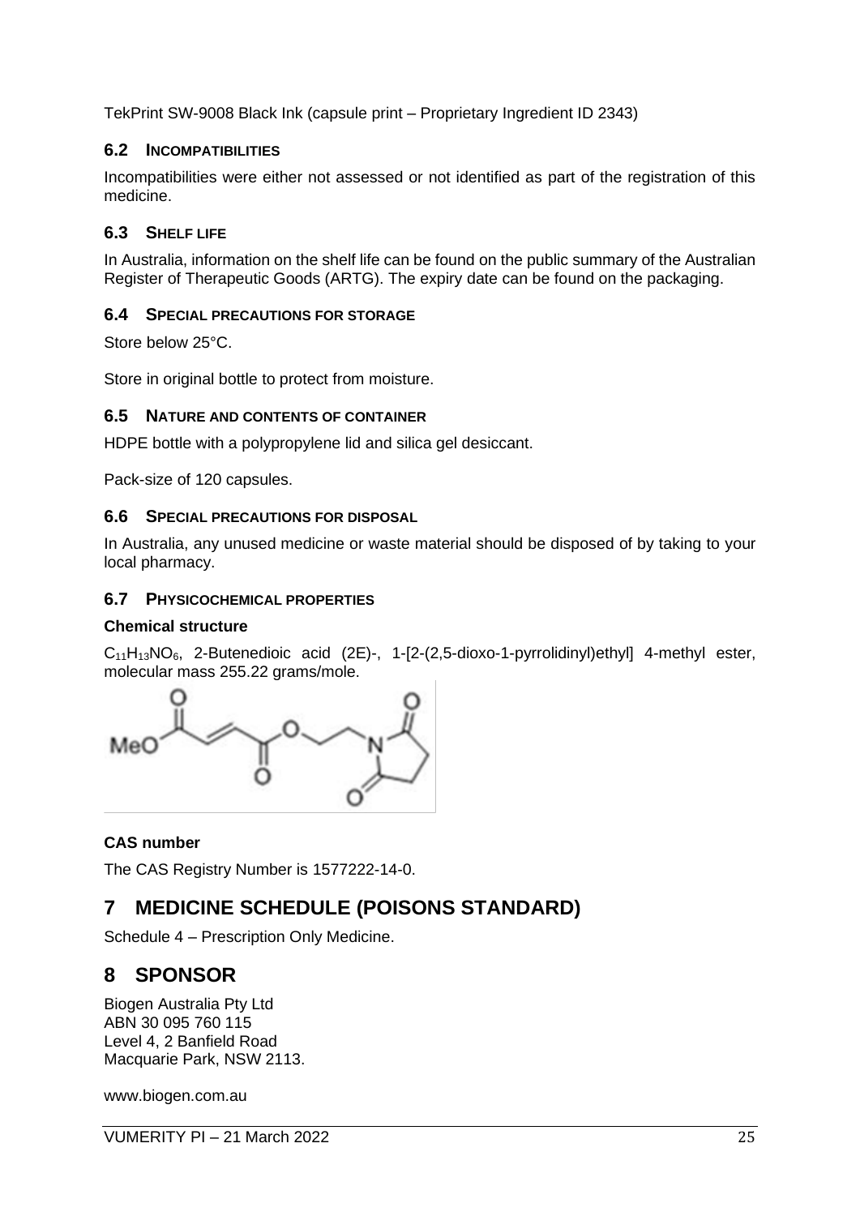TekPrint SW-9008 Black Ink (capsule print – Proprietary Ingredient ID 2343)

### 6.2 INCOMPATIBILITIES

Incompatibilities were either not assessed or not identified as part of the registration of this medicine.

### 6.3 SHELF LIFE

In Australia, information on the shelf life can be found on the public summary of the Australian Register of Therapeutic Goods (ARTG). The expiry date can be found on the packaging.

### 6.4 SPECIAL PRECAUTIONS FOR STORAGE

Store below 25°C.

Store in original bottle to protect from moisture.

### 6.5 NATURE AND CONTENTS OF CONTAINER

HDPE bottle with a polypropylene lid and silica gel desiccant.

Pack-size of 120 capsules.

### 6.6 SPECIAL PRECAUTIONS FOR DISPOSAL

In Australia, any unused medicine or waste material should be disposed of by taking to your local pharmacy.

### 6.7 PHYSICOCHEMICAL PROPERTIES

**Chemical structure**

$C_{11}H_{13}NO_6$, 2-Butenedioic acid (2E)-, 1-[2-(2,5-dioxo-1-pyrrolidinyl)ethyl] 4-methyl ester, molecular mass 255.22 grams/mole.

**CAS number**

The CAS Registry Number is 1577222-14-0.

## 7 MEDICINE SCHEDULE (POISONS STANDARD)

Schedule 4 – Prescription Only Medicine.

## 8 SPONSOR

Biogen Australia Pty Ltd
ABN 30 095 760 115
Level 4, 2 Banfield Road
Macquarie Park, NSW 2113.

www.biogen.com.au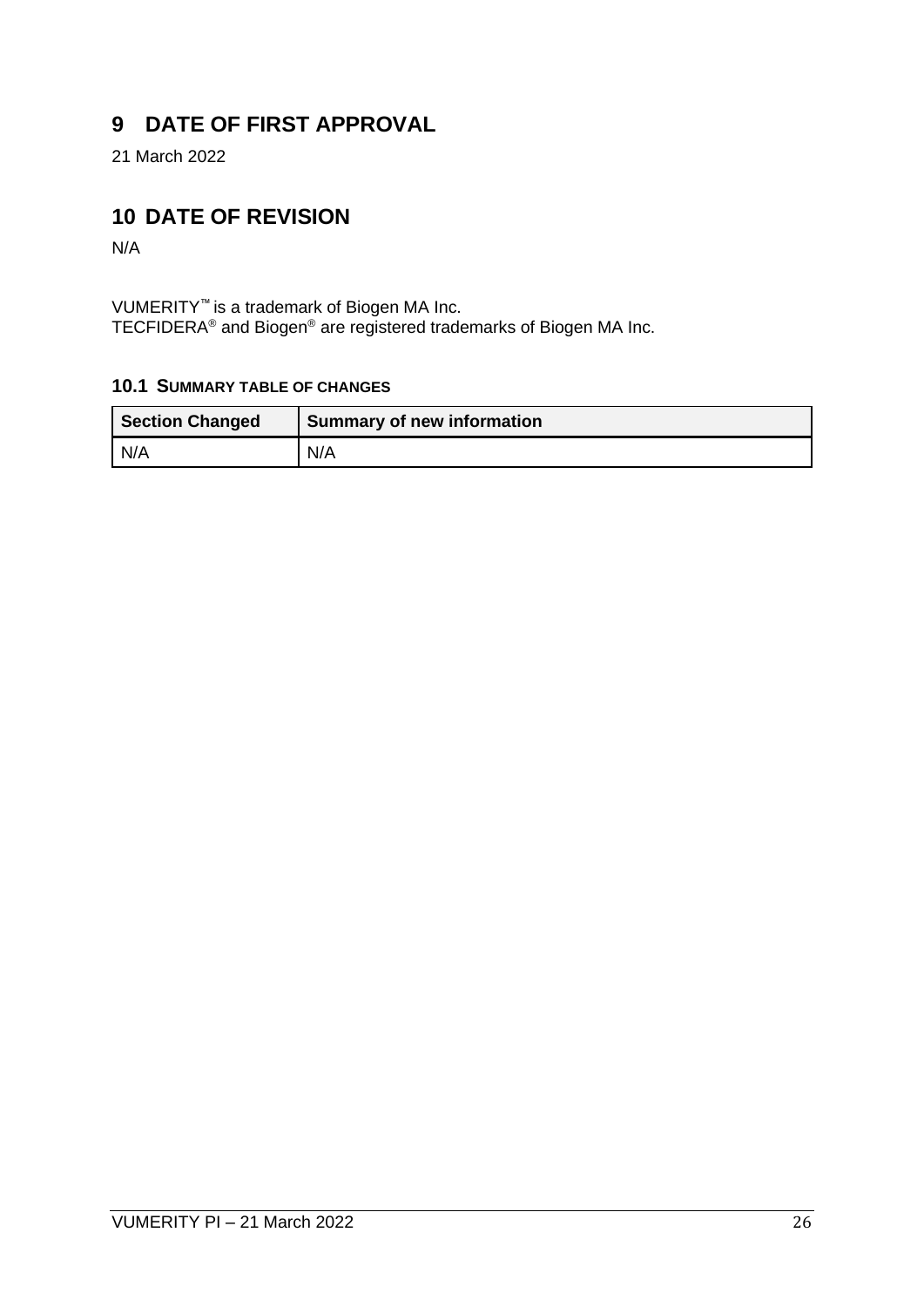## 9 DATE OF FIRST APPROVAL

21 March 2022

## 10 DATE OF REVISION

N/A

VUMERITY™ is a trademark of Biogen MA Inc.
TECFIDERA® and Biogen® are registered trademarks of Biogen MA Inc.

### 10.1 SUMMARY TABLE OF CHANGES

| Section Changed | Summary of new information |
| --- | --- |
| N/A | N/A |